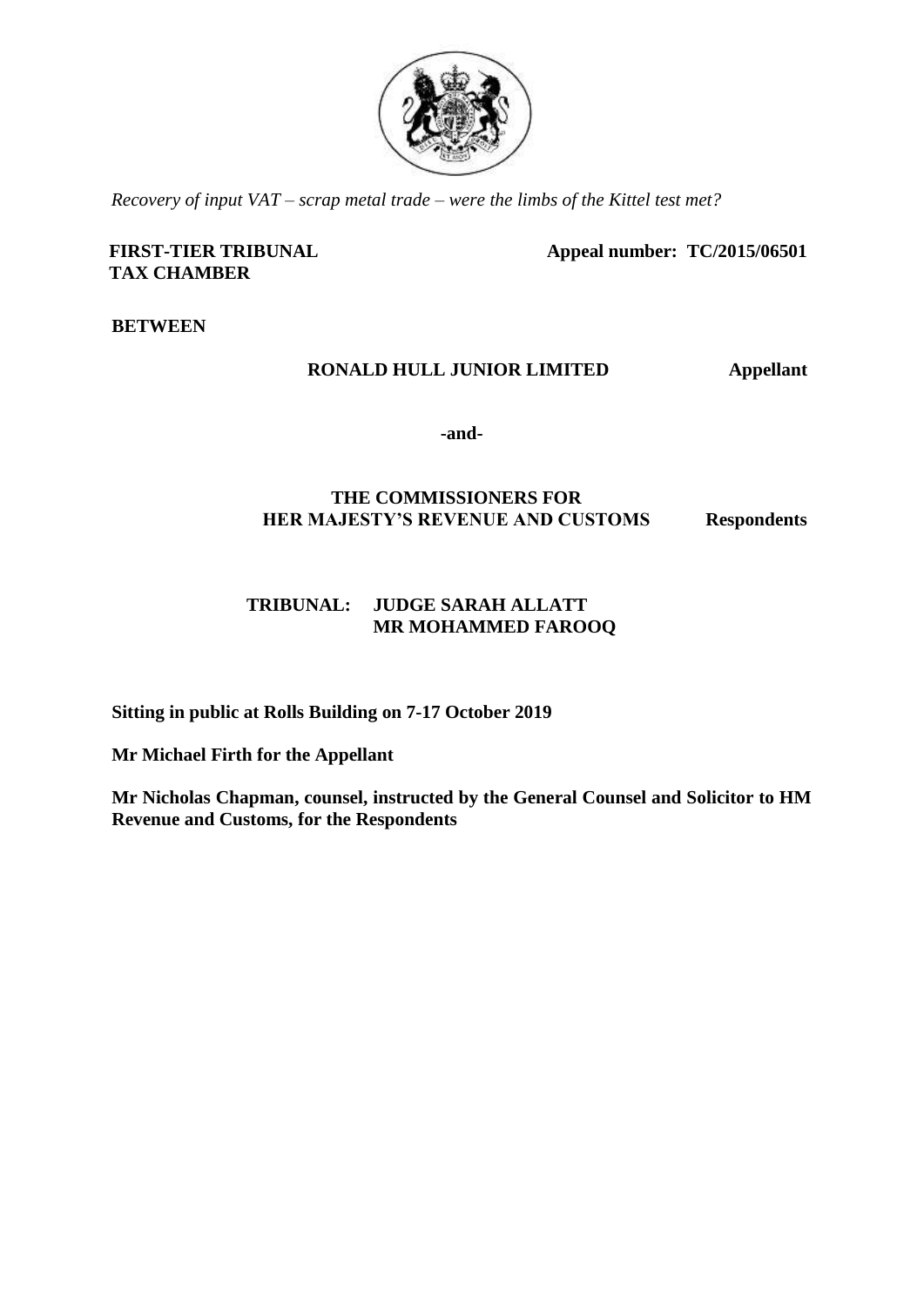*Recovery of input VAT – scrap metal trade – were the limbs of the Kittel test met?*

**FIRST-TIER TRIBUNAL**
**TAX CHAMBER**

**Appeal number: TC/2015/06501**

**BETWEEN**

**RONALD HULL JUNIOR LIMITED** **Appellant**

**-and-**

**THE COMMISSIONERS FOR**
**HER MAJESTY'S REVENUE AND CUSTOMS** **Respondents**

**TRIBUNAL: JUDGE SARAH ALLATT**
**MR MOHAMMED FAROOQ**

**Sitting in public at Rolls Building on 7-17 October 2019**

**Mr Michael Firth for the Appellant**

**Mr Nicholas Chapman, counsel, instructed by the General Counsel and Solicitor to HM Revenue and Customs, for the Respondents**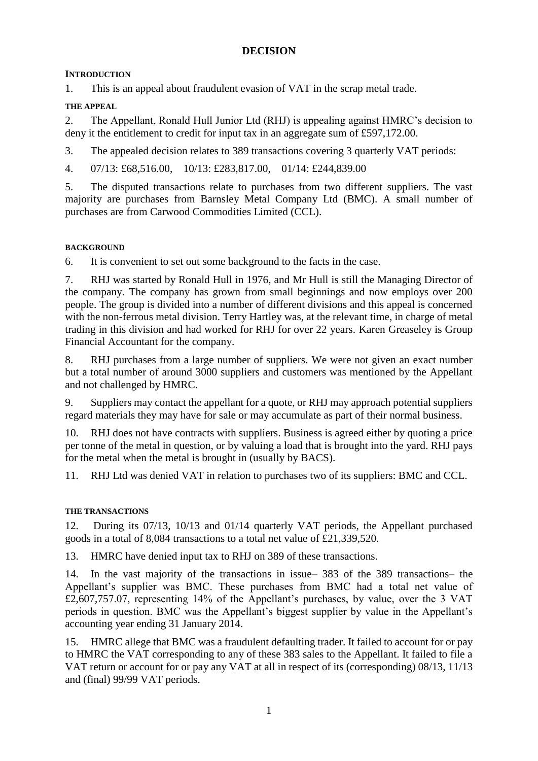# DECISION

## INTRODUCTION

1. This is an appeal about fraudulent evasion of VAT in the scrap metal trade.

### THE APPEAL

2. The Appellant, Ronald Hull Junior Ltd (RHJ) is appealing against HMRC's decision to deny it the entitlement to credit for input tax in an aggregate sum of £597,172.00.

3. The appealed decision relates to 389 transactions covering 3 quarterly VAT periods:

4. 07/13: £68,516.00, 10/13: £283,817.00, 01/14: £244,839.00

5. The disputed transactions relate to purchases from two different suppliers. The vast majority are purchases from Barnsley Metal Company Ltd (BMC). A small number of purchases are from Carwood Commodities Limited (CCL).

### BACKGROUND

6. It is convenient to set out some background to the facts in the case.

7. RHJ was started by Ronald Hull in 1976, and Mr Hull is still the Managing Director of the company. The company has grown from small beginnings and now employs over 200 people. The group is divided into a number of different divisions and this appeal is concerned with the non-ferrous metal division. Terry Hartley was, at the relevant time, in charge of metal trading in this division and had worked for RHJ for over 22 years. Karen Greaseley is Group Financial Accountant for the company.

8. RHJ purchases from a large number of suppliers. We were not given an exact number but a total number of around 3000 suppliers and customers was mentioned by the Appellant and not challenged by HMRC.

9. Suppliers may contact the appellant for a quote, or RHJ may approach potential suppliers regard materials they may have for sale or may accumulate as part of their normal business.

10. RHJ does not have contracts with suppliers. Business is agreed either by quoting a price per tonne of the metal in question, or by valuing a load that is brought into the yard. RHJ pays for the metal when the metal is brought in (usually by BACS).

11. RHJ Ltd was denied VAT in relation to purchases two of its suppliers: BMC and CCL.

### THE TRANSACTIONS

12. During its 07/13, 10/13 and 01/14 quarterly VAT periods, the Appellant purchased goods in a total of 8,084 transactions to a total net value of £21,339,520.

13. HMRC have denied input tax to RHJ on 389 of these transactions.

14. In the vast majority of the transactions in issue– 383 of the 389 transactions– the Appellant's supplier was BMC. These purchases from BMC had a total net value of £2,607,757.07, representing 14% of the Appellant's purchases, by value, over the 3 VAT periods in question. BMC was the Appellant's biggest supplier by value in the Appellant's accounting year ending 31 January 2014.

15. HMRC allege that BMC was a fraudulent defaulting trader. It failed to account for or pay to HMRC the VAT corresponding to any of these 383 sales to the Appellant. It failed to file a VAT return or account for or pay any VAT at all in respect of its (corresponding) 08/13, 11/13 and (final) 99/99 VAT periods.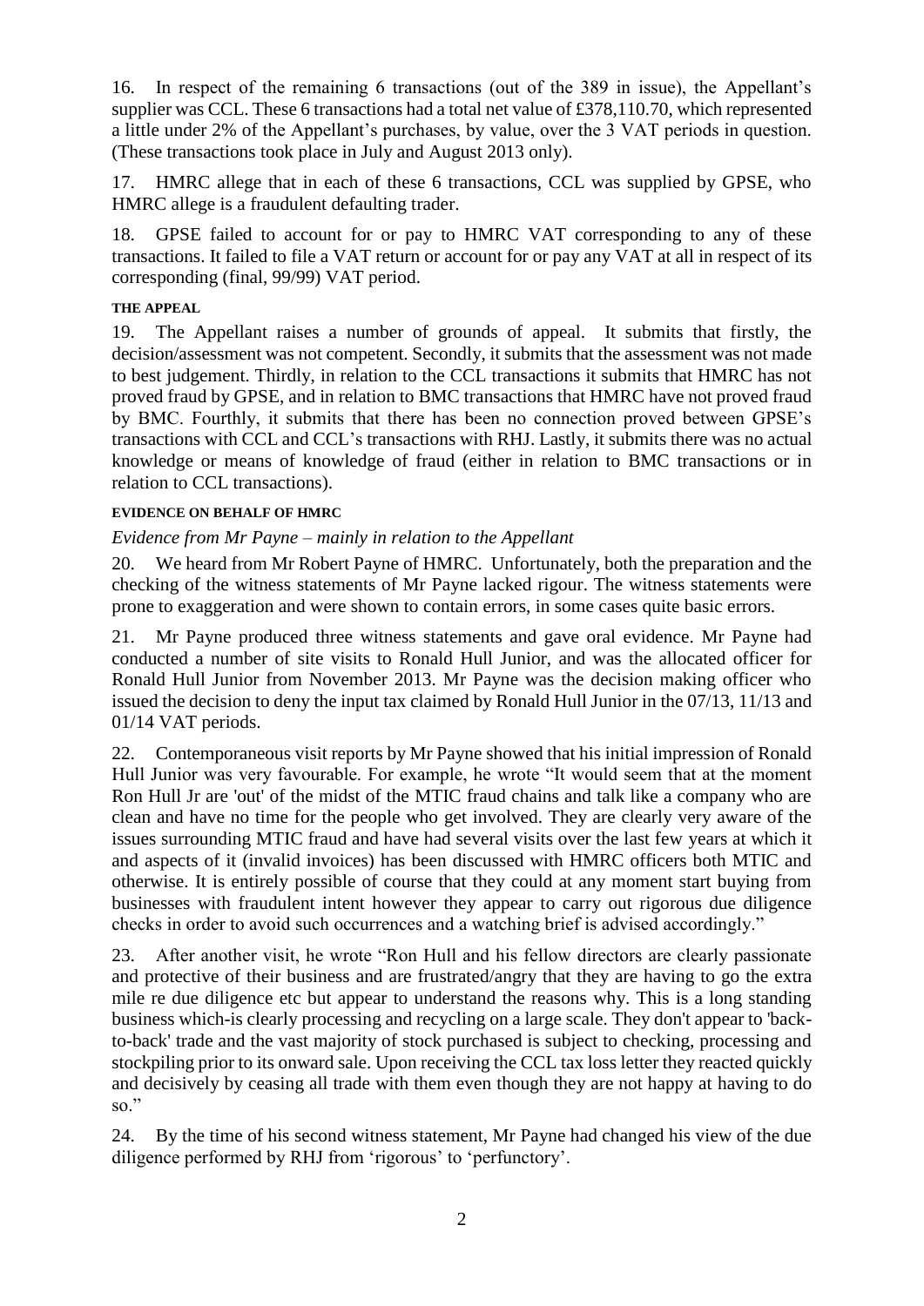16. In respect of the remaining 6 transactions (out of the 389 in issue), the Appellant's supplier was CCL. These 6 transactions had a total net value of £378,110.70, which represented a little under 2% of the Appellant's purchases, by value, over the 3 VAT periods in question. (These transactions took place in July and August 2013 only).

17. HMRC allege that in each of these 6 transactions, CCL was supplied by GPSE, who HMRC allege is a fraudulent defaulting trader.

18. GPSE failed to account for or pay to HMRC VAT corresponding to any of these transactions. It failed to file a VAT return or account for or pay any VAT at all in respect of its corresponding (final, 99/99) VAT period.

#### THE APPEAL

19. The Appellant raises a number of grounds of appeal. It submits that firstly, the decision/assessment was not competent. Secondly, it submits that the assessment was not made to best judgement. Thirdly, in relation to the CCL transactions it submits that HMRC has not proved fraud by GPSE, and in relation to BMC transactions that HMRC have not proved fraud by BMC. Fourthly, it submits that there has been no connection proved between GPSE's transactions with CCL and CCL's transactions with RHJ. Lastly, it submits there was no actual knowledge or means of knowledge of fraud (either in relation to BMC transactions or in relation to CCL transactions).

#### EVIDENCE ON BEHALF OF HMRC

*Evidence from Mr Payne – mainly in relation to the Appellant*

20. We heard from Mr Robert Payne of HMRC. Unfortunately, both the preparation and the checking of the witness statements of Mr Payne lacked rigour. The witness statements were prone to exaggeration and were shown to contain errors, in some cases quite basic errors.

21. Mr Payne produced three witness statements and gave oral evidence. Mr Payne had conducted a number of site visits to Ronald Hull Junior, and was the allocated officer for Ronald Hull Junior from November 2013. Mr Payne was the decision making officer who issued the decision to deny the input tax claimed by Ronald Hull Junior in the 07/13, 11/13 and 01/14 VAT periods.

22. Contemporaneous visit reports by Mr Payne showed that his initial impression of Ronald Hull Junior was very favourable. For example, he wrote "It would seem that at the moment Ron Hull Jr are 'out' of the midst of the MTIC fraud chains and talk like a company who are clean and have no time for the people who get involved. They are clearly very aware of the issues surrounding MTIC fraud and have had several visits over the last few years at which it and aspects of it (invalid invoices) has been discussed with HMRC officers both MTIC and otherwise. It is entirely possible of course that they could at any moment start buying from businesses with fraudulent intent however they appear to carry out rigorous due diligence checks in order to avoid such occurrences and a watching brief is advised accordingly."

23. After another visit, he wrote "Ron Hull and his fellow directors are clearly passionate and protective of their business and are frustrated/angry that they are having to go the extra mile re due diligence etc but appear to understand the reasons why. This is a long standing business which-is clearly processing and recycling on a large scale. They don't appear to 'back-to-back' trade and the vast majority of stock purchased is subject to checking, processing and stockpiling prior to its onward sale. Upon receiving the CCL tax loss letter they reacted quickly and decisively by ceasing all trade with them even though they are not happy at having to do so."

24. By the time of his second witness statement, Mr Payne had changed his view of the due diligence performed by RHJ from 'rigorous' to 'perfunctory'.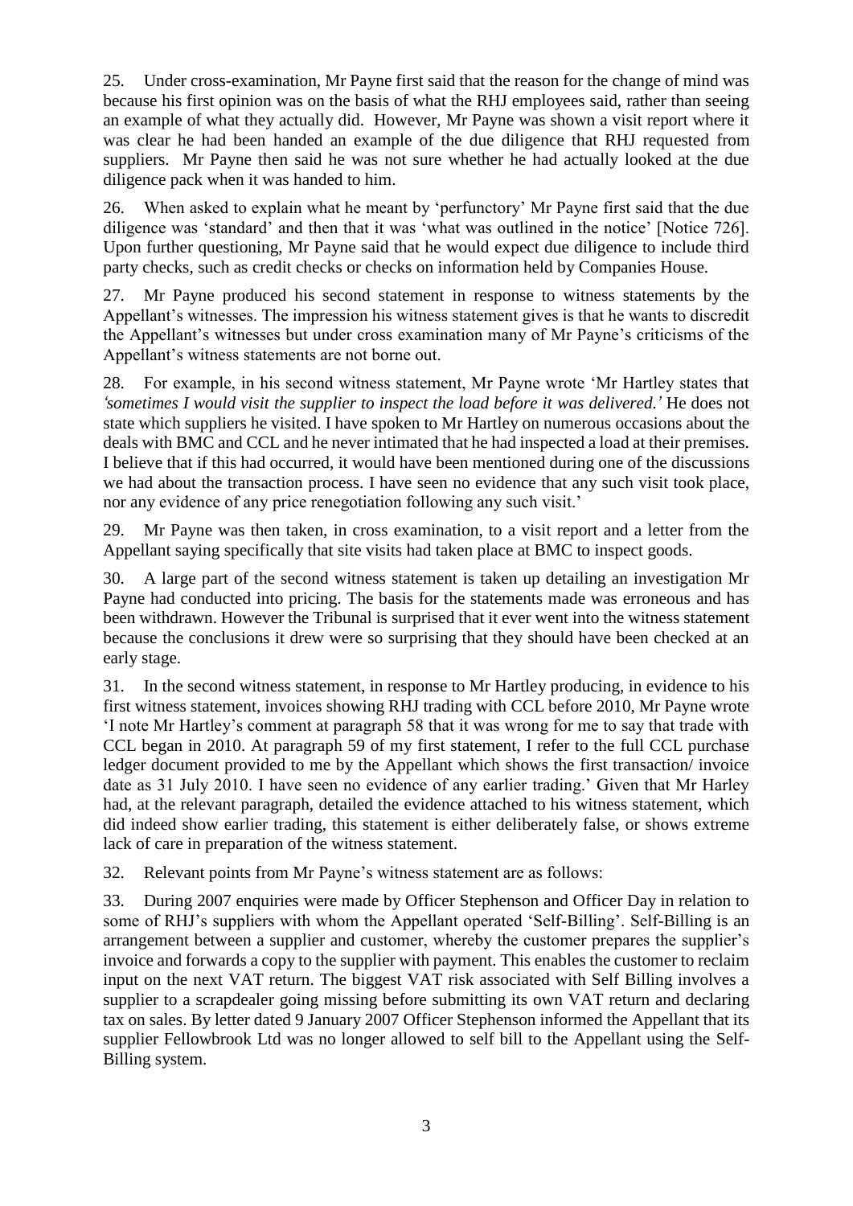25. Under cross-examination, Mr Payne first said that the reason for the change of mind was because his first opinion was on the basis of what the RHJ employees said, rather than seeing an example of what they actually did. However, Mr Payne was shown a visit report where it was clear he had been handed an example of the due diligence that RHJ requested from suppliers. Mr Payne then said he was not sure whether he had actually looked at the due diligence pack when it was handed to him.

26. When asked to explain what he meant by 'perfunctory' Mr Payne first said that the due diligence was 'standard' and then that it was 'what was outlined in the notice' [Notice 726]. Upon further questioning, Mr Payne said that he would expect due diligence to include third party checks, such as credit checks or checks on information held by Companies House.

27. Mr Payne produced his second statement in response to witness statements by the Appellant's witnesses. The impression his witness statement gives is that he wants to discredit the Appellant's witnesses but under cross examination many of Mr Payne's criticisms of the Appellant's witness statements are not borne out.

28. For example, in his second witness statement, Mr Payne wrote 'Mr Hartley states that *'sometimes I would visit the supplier to inspect the load before it was delivered.'* He does not state which suppliers he visited. I have spoken to Mr Hartley on numerous occasions about the deals with BMC and CCL and he never intimated that he had inspected a load at their premises. I believe that if this had occurred, it would have been mentioned during one of the discussions we had about the transaction process. I have seen no evidence that any such visit took place, nor any evidence of any price renegotiation following any such visit.'

29. Mr Payne was then taken, in cross examination, to a visit report and a letter from the Appellant saying specifically that site visits had taken place at BMC to inspect goods.

30. A large part of the second witness statement is taken up detailing an investigation Mr Payne had conducted into pricing. The basis for the statements made was erroneous and has been withdrawn. However the Tribunal is surprised that it ever went into the witness statement because the conclusions it drew were so surprising that they should have been checked at an early stage.

31. In the second witness statement, in response to Mr Hartley producing, in evidence to his first witness statement, invoices showing RHJ trading with CCL before 2010, Mr Payne wrote 'I note Mr Hartley's comment at paragraph 58 that it was wrong for me to say that trade with CCL began in 2010. At paragraph 59 of my first statement, I refer to the full CCL purchase ledger document provided to me by the Appellant which shows the first transaction/ invoice date as 31 July 2010. I have seen no evidence of any earlier trading.' Given that Mr Harley had, at the relevant paragraph, detailed the evidence attached to his witness statement, which did indeed show earlier trading, this statement is either deliberately false, or shows extreme lack of care in preparation of the witness statement.

32. Relevant points from Mr Payne's witness statement are as follows:

33. During 2007 enquiries were made by Officer Stephenson and Officer Day in relation to some of RHJ's suppliers with whom the Appellant operated 'Self-Billing'. Self-Billing is an arrangement between a supplier and customer, whereby the customer prepares the supplier's invoice and forwards a copy to the supplier with payment. This enables the customer to reclaim input on the next VAT return. The biggest VAT risk associated with Self Billing involves a supplier to a scrapdealer going missing before submitting its own VAT return and declaring tax on sales. By letter dated 9 January 2007 Officer Stephenson informed the Appellant that its supplier Fellowbrook Ltd was no longer allowed to self bill to the Appellant using the Self-Billing system.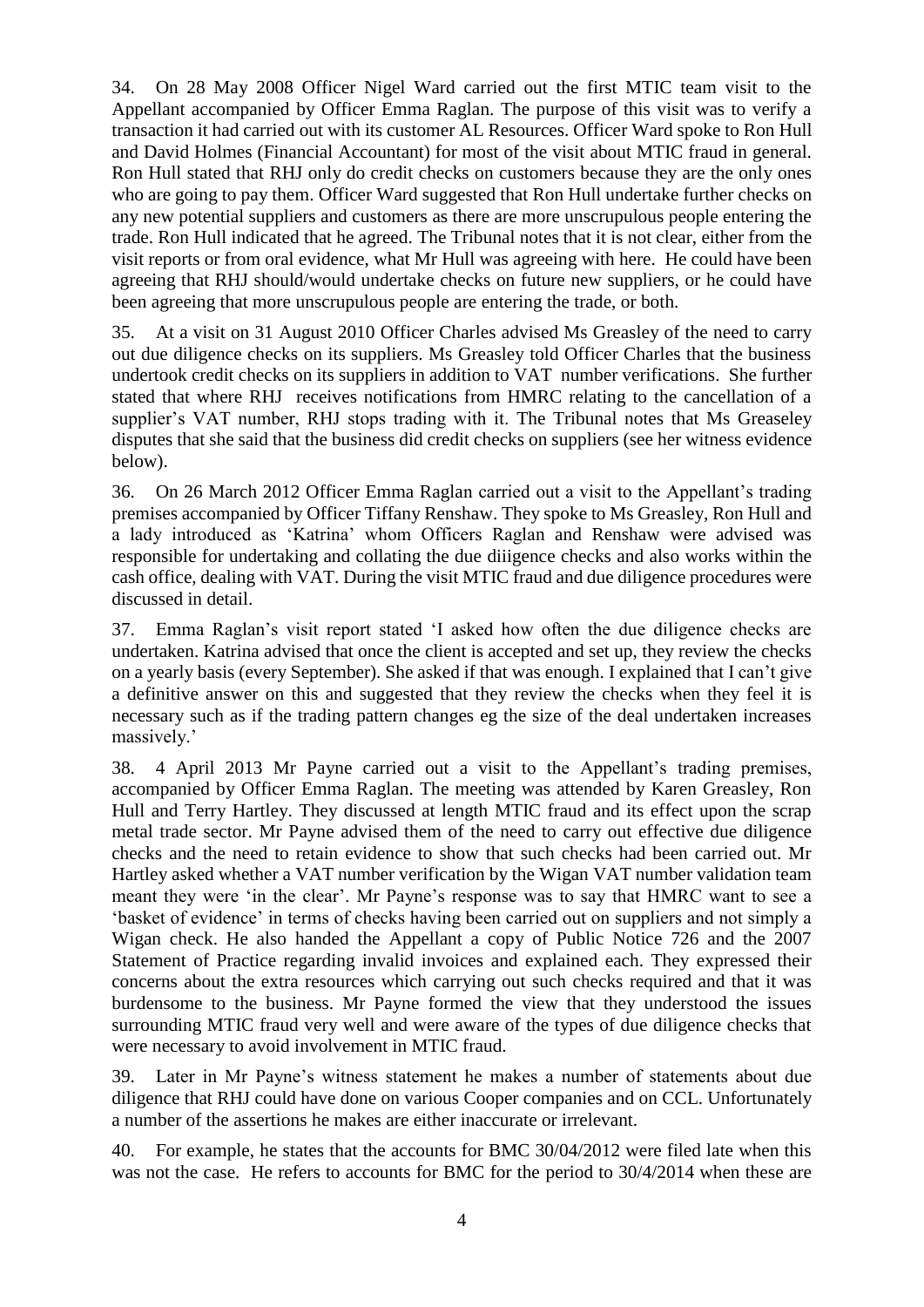34. On 28 May 2008 Officer Nigel Ward carried out the first MTIC team visit to the Appellant accompanied by Officer Emma Raglan. The purpose of this visit was to verify a transaction it had carried out with its customer AL Resources. Officer Ward spoke to Ron Hull and David Holmes (Financial Accountant) for most of the visit about MTIC fraud in general. Ron Hull stated that RHJ only do credit checks on customers because they are the only ones who are going to pay them. Officer Ward suggested that Ron Hull undertake further checks on any new potential suppliers and customers as there are more unscrupulous people entering the trade. Ron Hull indicated that he agreed. The Tribunal notes that it is not clear, either from the visit reports or from oral evidence, what Mr Hull was agreeing with here. He could have been agreeing that RHJ should/would undertake checks on future new suppliers, or he could have been agreeing that more unscrupulous people are entering the trade, or both.

35. At a visit on 31 August 2010 Officer Charles advised Ms Greasley of the need to carry out due diligence checks on its suppliers. Ms Greasley told Officer Charles that the business undertook credit checks on its suppliers in addition to VAT number verifications. She further stated that where RHJ receives notifications from HMRC relating to the cancellation of a supplier's VAT number, RHJ stops trading with it. The Tribunal notes that Ms Greaseley disputes that she said that the business did credit checks on suppliers (see her witness evidence below).

36. On 26 March 2012 Officer Emma Raglan carried out a visit to the Appellant's trading premises accompanied by Officer Tiffany Renshaw. They spoke to Ms Greasley, Ron Hull and a lady introduced as 'Katrina' whom Officers Raglan and Renshaw were advised was responsible for undertaking and collating the due diiigence checks and also works within the cash office, dealing with VAT. During the visit MTIC fraud and due diligence procedures were discussed in detail.

37. Emma Raglan's visit report stated 'I asked how often the due diligence checks are undertaken. Katrina advised that once the client is accepted and set up, they review the checks on a yearly basis (every September). She asked if that was enough. I explained that I can't give a definitive answer on this and suggested that they review the checks when they feel it is necessary such as if the trading pattern changes eg the size of the deal undertaken increases massively.'

38. 4 April 2013 Mr Payne carried out a visit to the Appellant's trading premises, accompanied by Officer Emma Raglan. The meeting was attended by Karen Greasley, Ron Hull and Terry Hartley. They discussed at length MTIC fraud and its effect upon the scrap metal trade sector. Mr Payne advised them of the need to carry out effective due diligence checks and the need to retain evidence to show that such checks had been carried out. Mr Hartley asked whether a VAT number verification by the Wigan VAT number validation team meant they were 'in the clear'. Mr Payne's response was to say that HMRC want to see a 'basket of evidence' in terms of checks having been carried out on suppliers and not simply a Wigan check. He also handed the Appellant a copy of Public Notice 726 and the 2007 Statement of Practice regarding invalid invoices and explained each. They expressed their concerns about the extra resources which carrying out such checks required and that it was burdensome to the business. Mr Payne formed the view that they understood the issues surrounding MTIC fraud very well and were aware of the types of due diligence checks that were necessary to avoid involvement in MTIC fraud.

39. Later in Mr Payne's witness statement he makes a number of statements about due diligence that RHJ could have done on various Cooper companies and on CCL. Unfortunately a number of the assertions he makes are either inaccurate or irrelevant.

40. For example, he states that the accounts for BMC 30/04/2012 were filed late when this was not the case. He refers to accounts for BMC for the period to 30/4/2014 when these are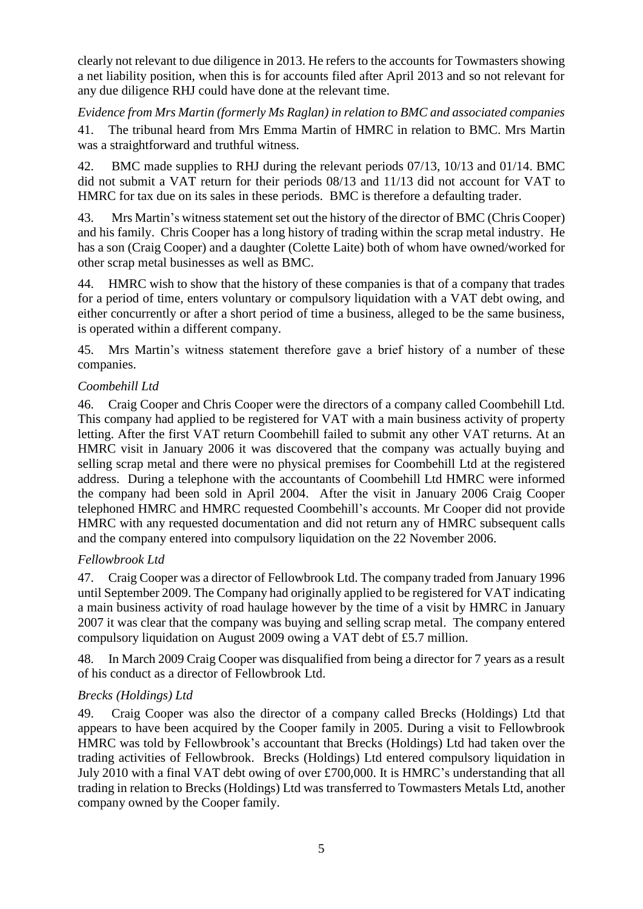clearly not relevant to due diligence in 2013. He refers to the accounts for Towmasters showing a net liability position, when this is for accounts filed after April 2013 and so not relevant for any due diligence RHJ could have done at the relevant time.

*Evidence from Mrs Martin (formerly Ms Raglan) in relation to BMC and associated companies*

41. The tribunal heard from Mrs Emma Martin of HMRC in relation to BMC. Mrs Martin was a straightforward and truthful witness.

42. BMC made supplies to RHJ during the relevant periods 07/13, 10/13 and 01/14. BMC did not submit a VAT return for their periods 08/13 and 11/13 did not account for VAT to HMRC for tax due on its sales in these periods. BMC is therefore a defaulting trader.

43. Mrs Martin's witness statement set out the history of the director of BMC (Chris Cooper) and his family. Chris Cooper has a long history of trading within the scrap metal industry. He has a son (Craig Cooper) and a daughter (Colette Laite) both of whom have owned/worked for other scrap metal businesses as well as BMC.

44. HMRC wish to show that the history of these companies is that of a company that trades for a period of time, enters voluntary or compulsory liquidation with a VAT debt owing, and either concurrently or after a short period of time a business, alleged to be the same business, is operated within a different company.

45. Mrs Martin's witness statement therefore gave a brief history of a number of these companies.

*Coombehill Ltd*

46. Craig Cooper and Chris Cooper were the directors of a company called Coombehill Ltd. This company had applied to be registered for VAT with a main business activity of property letting. After the first VAT return Coombehill failed to submit any other VAT returns. At an HMRC visit in January 2006 it was discovered that the company was actually buying and selling scrap metal and there were no physical premises for Coombehill Ltd at the registered address. During a telephone with the accountants of Coombehill Ltd HMRC were informed the company had been sold in April 2004. After the visit in January 2006 Craig Cooper telephoned HMRC and HMRC requested Coombehill's accounts. Mr Cooper did not provide HMRC with any requested documentation and did not return any of HMRC subsequent calls and the company entered into compulsory liquidation on the 22 November 2006.

*Fellowbrook Ltd*

47. Craig Cooper was a director of Fellowbrook Ltd. The company traded from January 1996 until September 2009. The Company had originally applied to be registered for VAT indicating a main business activity of road haulage however by the time of a visit by HMRC in January 2007 it was clear that the company was buying and selling scrap metal. The company entered compulsory liquidation on August 2009 owing a VAT debt of £5.7 million.

48. In March 2009 Craig Cooper was disqualified from being a director for 7 years as a result of his conduct as a director of Fellowbrook Ltd.

*Brecks (Holdings) Ltd*

49. Craig Cooper was also the director of a company called Brecks (Holdings) Ltd that appears to have been acquired by the Cooper family in 2005. During a visit to Fellowbrook HMRC was told by Fellowbrook's accountant that Brecks (Holdings) Ltd had taken over the trading activities of Fellowbrook. Brecks (Holdings) Ltd entered compulsory liquidation in July 2010 with a final VAT debt owing of over £700,000. It is HMRC's understanding that all trading in relation to Brecks (Holdings) Ltd was transferred to Towmasters Metals Ltd, another company owned by the Cooper family.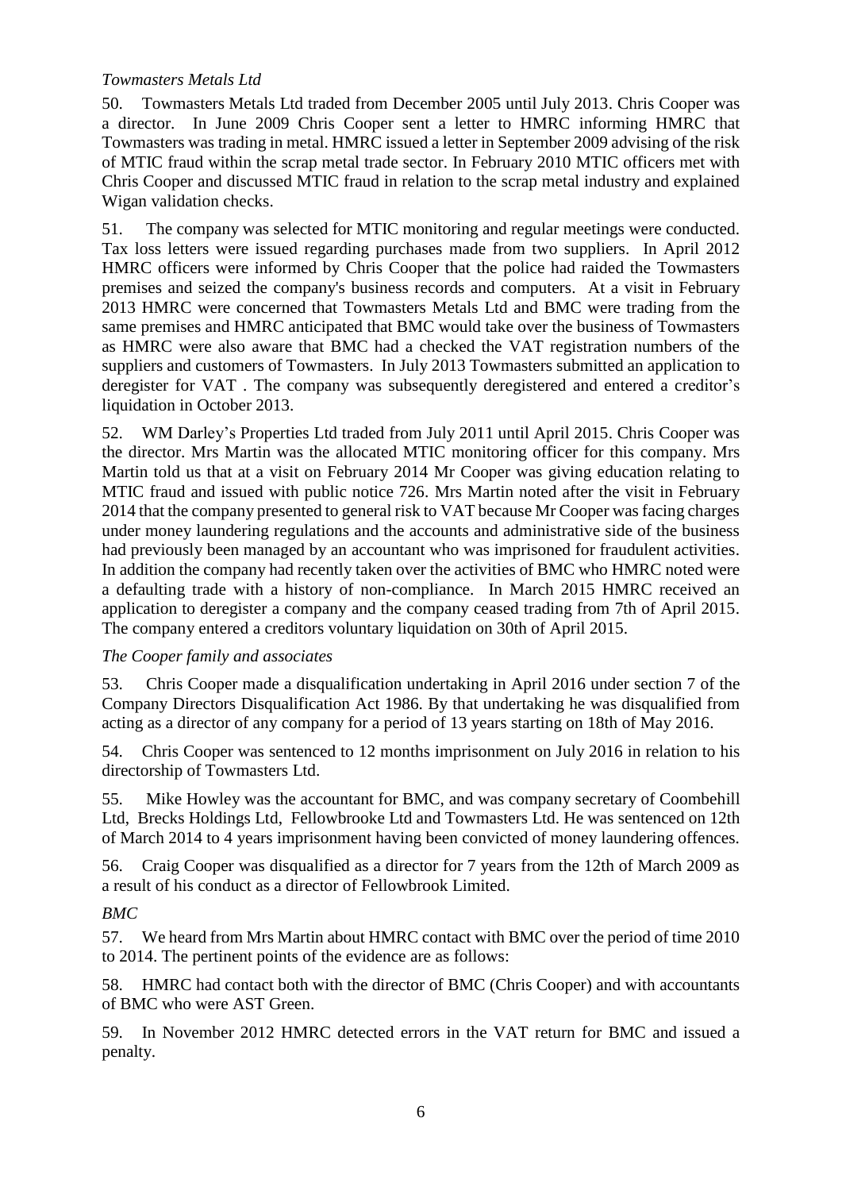*Towmasters Metals Ltd*

50. Towmasters Metals Ltd traded from December 2005 until July 2013. Chris Cooper was a director. In June 2009 Chris Cooper sent a letter to HMRC informing HMRC that Towmasters was trading in metal. HMRC issued a letter in September 2009 advising of the risk of MTIC fraud within the scrap metal trade sector. In February 2010 MTIC officers met with Chris Cooper and discussed MTIC fraud in relation to the scrap metal industry and explained Wigan validation checks.

51. The company was selected for MTIC monitoring and regular meetings were conducted. Tax loss letters were issued regarding purchases made from two suppliers. In April 2012 HMRC officers were informed by Chris Cooper that the police had raided the Towmasters premises and seized the company's business records and computers. At a visit in February 2013 HMRC were concerned that Towmasters Metals Ltd and BMC were trading from the same premises and HMRC anticipated that BMC would take over the business of Towmasters as HMRC were also aware that BMC had a checked the VAT registration numbers of the suppliers and customers of Towmasters. In July 2013 Towmasters submitted an application to deregister for VAT . The company was subsequently deregistered and entered a creditor's liquidation in October 2013.

52. WM Darley's Properties Ltd traded from July 2011 until April 2015. Chris Cooper was the director. Mrs Martin was the allocated MTIC monitoring officer for this company. Mrs Martin told us that at a visit on February 2014 Mr Cooper was giving education relating to MTIC fraud and issued with public notice 726. Mrs Martin noted after the visit in February 2014 that the company presented to general risk to VAT because Mr Cooper was facing charges under money laundering regulations and the accounts and administrative side of the business had previously been managed by an accountant who was imprisoned for fraudulent activities. In addition the company had recently taken over the activities of BMC who HMRC noted were a defaulting trade with a history of non-compliance. In March 2015 HMRC received an application to deregister a company and the company ceased trading from 7th of April 2015. The company entered a creditors voluntary liquidation on 30th of April 2015.

*The Cooper family and associates*

53. Chris Cooper made a disqualification undertaking in April 2016 under section 7 of the Company Directors Disqualification Act 1986. By that undertaking he was disqualified from acting as a director of any company for a period of 13 years starting on 18th of May 2016.

54. Chris Cooper was sentenced to 12 months imprisonment on July 2016 in relation to his directorship of Towmasters Ltd.

55. Mike Howley was the accountant for BMC, and was company secretary of Coombehill Ltd, Brecks Holdings Ltd, Fellowbrooke Ltd and Towmasters Ltd. He was sentenced on 12th of March 2014 to 4 years imprisonment having been convicted of money laundering offences.

56. Craig Cooper was disqualified as a director for 7 years from the 12th of March 2009 as a result of his conduct as a director of Fellowbrook Limited.

*BMC*

57. We heard from Mrs Martin about HMRC contact with BMC over the period of time 2010 to 2014. The pertinent points of the evidence are as follows:

58. HMRC had contact both with the director of BMC (Chris Cooper) and with accountants of BMC who were AST Green.

59. In November 2012 HMRC detected errors in the VAT return for BMC and issued a penalty.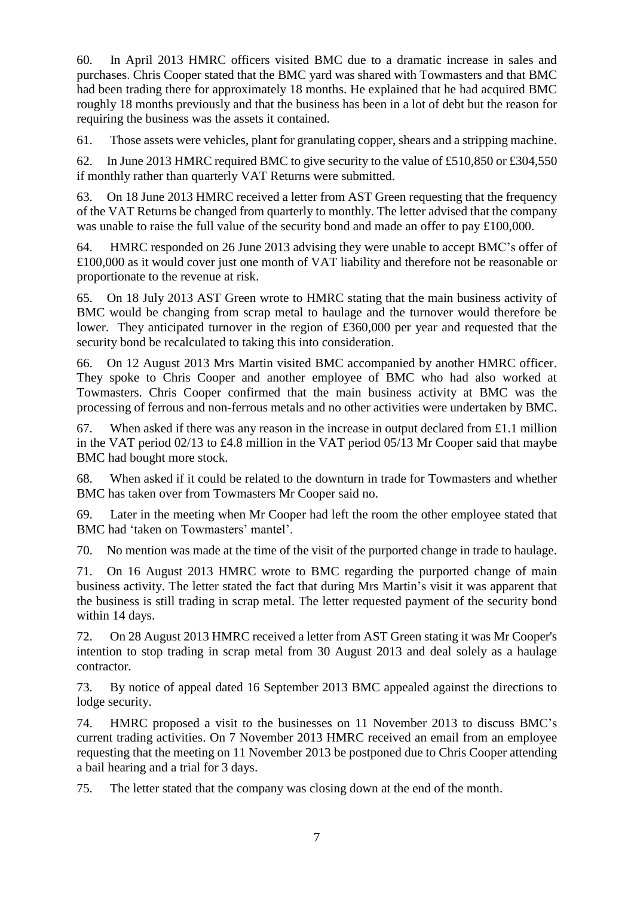60. In April 2013 HMRC officers visited BMC due to a dramatic increase in sales and purchases. Chris Cooper stated that the BMC yard was shared with Towmasters and that BMC had been trading there for approximately 18 months. He explained that he had acquired BMC roughly 18 months previously and that the business has been in a lot of debt but the reason for requiring the business was the assets it contained.

61. Those assets were vehicles, plant for granulating copper, shears and a stripping machine.

62. In June 2013 HMRC required BMC to give security to the value of £510,850 or £304,550 if monthly rather than quarterly VAT Returns were submitted.

63. On 18 June 2013 HMRC received a letter from AST Green requesting that the frequency of the VAT Returns be changed from quarterly to monthly. The letter advised that the company was unable to raise the full value of the security bond and made an offer to pay £100,000.

64. HMRC responded on 26 June 2013 advising they were unable to accept BMC's offer of £100,000 as it would cover just one month of VAT liability and therefore not be reasonable or proportionate to the revenue at risk.

65. On 18 July 2013 AST Green wrote to HMRC stating that the main business activity of BMC would be changing from scrap metal to haulage and the turnover would therefore be lower. They anticipated turnover in the region of £360,000 per year and requested that the security bond be recalculated to taking this into consideration.

66. On 12 August 2013 Mrs Martin visited BMC accompanied by another HMRC officer. They spoke to Chris Cooper and another employee of BMC who had also worked at Towmasters. Chris Cooper confirmed that the main business activity at BMC was the processing of ferrous and non-ferrous metals and no other activities were undertaken by BMC.

67. When asked if there was any reason in the increase in output declared from £1.1 million in the VAT period 02/13 to £4.8 million in the VAT period 05/13 Mr Cooper said that maybe BMC had bought more stock.

68. When asked if it could be related to the downturn in trade for Towmasters and whether BMC has taken over from Towmasters Mr Cooper said no.

69. Later in the meeting when Mr Cooper had left the room the other employee stated that BMC had 'taken on Towmasters' mantel'.

70. No mention was made at the time of the visit of the purported change in trade to haulage.

71. On 16 August 2013 HMRC wrote to BMC regarding the purported change of main business activity. The letter stated the fact that during Mrs Martin's visit it was apparent that the business is still trading in scrap metal. The letter requested payment of the security bond within 14 days.

72. On 28 August 2013 HMRC received a letter from AST Green stating it was Mr Cooper's intention to stop trading in scrap metal from 30 August 2013 and deal solely as a haulage contractor.

73. By notice of appeal dated 16 September 2013 BMC appealed against the directions to lodge security.

74. HMRC proposed a visit to the businesses on 11 November 2013 to discuss BMC's current trading activities. On 7 November 2013 HMRC received an email from an employee requesting that the meeting on 11 November 2013 be postponed due to Chris Cooper attending a bail hearing and a trial for 3 days.

75. The letter stated that the company was closing down at the end of the month.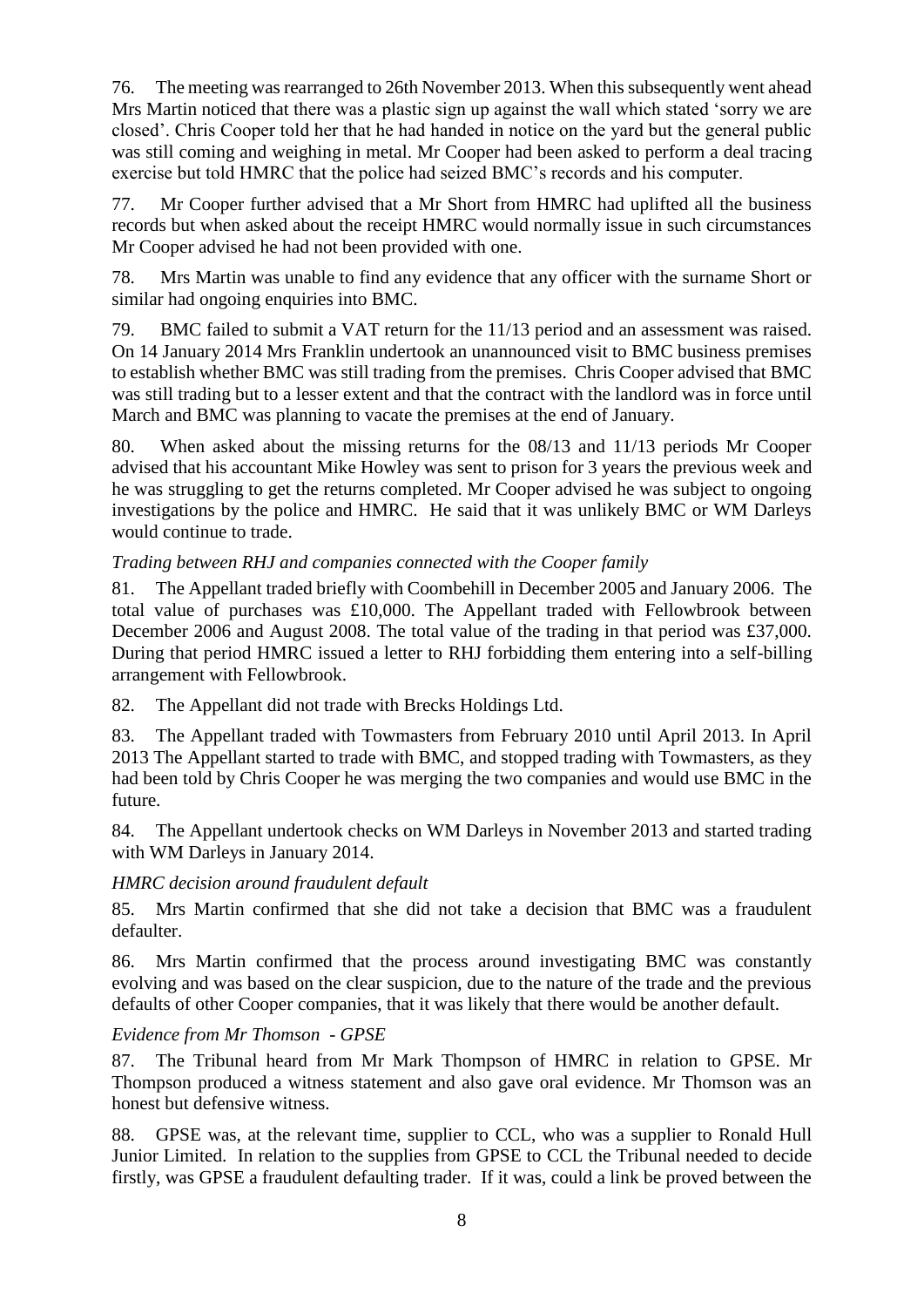76. The meeting was rearranged to 26th November 2013. When this subsequently went ahead Mrs Martin noticed that there was a plastic sign up against the wall which stated 'sorry we are closed'. Chris Cooper told her that he had handed in notice on the yard but the general public was still coming and weighing in metal. Mr Cooper had been asked to perform a deal tracing exercise but told HMRC that the police had seized BMC's records and his computer.

77. Mr Cooper further advised that a Mr Short from HMRC had uplifted all the business records but when asked about the receipt HMRC would normally issue in such circumstances Mr Cooper advised he had not been provided with one.

78. Mrs Martin was unable to find any evidence that any officer with the surname Short or similar had ongoing enquiries into BMC.

79. BMC failed to submit a VAT return for the 11/13 period and an assessment was raised. On 14 January 2014 Mrs Franklin undertook an unannounced visit to BMC business premises to establish whether BMC was still trading from the premises. Chris Cooper advised that BMC was still trading but to a lesser extent and that the contract with the landlord was in force until March and BMC was planning to vacate the premises at the end of January.

80. When asked about the missing returns for the 08/13 and 11/13 periods Mr Cooper advised that his accountant Mike Howley was sent to prison for 3 years the previous week and he was struggling to get the returns completed. Mr Cooper advised he was subject to ongoing investigations by the police and HMRC. He said that it was unlikely BMC or WM Darleys would continue to trade.

*Trading between RHJ and companies connected with the Cooper family*

81. The Appellant traded briefly with Coombehill in December 2005 and January 2006. The total value of purchases was £10,000. The Appellant traded with Fellowbrook between December 2006 and August 2008. The total value of the trading in that period was £37,000. During that period HMRC issued a letter to RHJ forbidding them entering into a self-billing arrangement with Fellowbrook.

82. The Appellant did not trade with Brecks Holdings Ltd.

83. The Appellant traded with Towmasters from February 2010 until April 2013. In April 2013 The Appellant started to trade with BMC, and stopped trading with Towmasters, as they had been told by Chris Cooper he was merging the two companies and would use BMC in the future.

84. The Appellant undertook checks on WM Darleys in November 2013 and started trading with WM Darleys in January 2014.

*HMRC decision around fraudulent default*

85. Mrs Martin confirmed that she did not take a decision that BMC was a fraudulent defaulter.

86. Mrs Martin confirmed that the process around investigating BMC was constantly evolving and was based on the clear suspicion, due to the nature of the trade and the previous defaults of other Cooper companies, that it was likely that there would be another default.

*Evidence from Mr Thomson - GPSE*

87. The Tribunal heard from Mr Mark Thompson of HMRC in relation to GPSE. Mr Thompson produced a witness statement and also gave oral evidence. Mr Thomson was an honest but defensive witness.

88. GPSE was, at the relevant time, supplier to CCL, who was a supplier to Ronald Hull Junior Limited. In relation to the supplies from GPSE to CCL the Tribunal needed to decide firstly, was GPSE a fraudulent defaulting trader. If it was, could a link be proved between the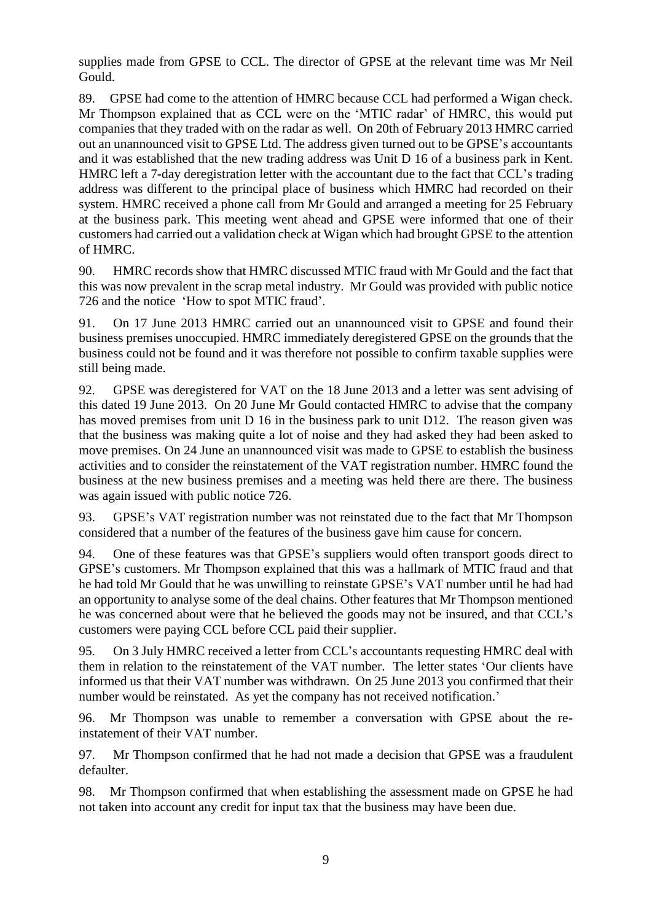supplies made from GPSE to CCL. The director of GPSE at the relevant time was Mr Neil Gould.

89. GPSE had come to the attention of HMRC because CCL had performed a Wigan check. Mr Thompson explained that as CCL were on the 'MTIC radar' of HMRC, this would put companies that they traded with on the radar as well. On 20th of February 2013 HMRC carried out an unannounced visit to GPSE Ltd. The address given turned out to be GPSE's accountants and it was established that the new trading address was Unit D 16 of a business park in Kent. HMRC left a 7-day deregistration letter with the accountant due to the fact that CCL's trading address was different to the principal place of business which HMRC had recorded on their system. HMRC received a phone call from Mr Gould and arranged a meeting for 25 February at the business park. This meeting went ahead and GPSE were informed that one of their customers had carried out a validation check at Wigan which had brought GPSE to the attention of HMRC.

90. HMRC records show that HMRC discussed MTIC fraud with Mr Gould and the fact that this was now prevalent in the scrap metal industry. Mr Gould was provided with public notice 726 and the notice 'How to spot MTIC fraud'.

91. On 17 June 2013 HMRC carried out an unannounced visit to GPSE and found their business premises unoccupied. HMRC immediately deregistered GPSE on the grounds that the business could not be found and it was therefore not possible to confirm taxable supplies were still being made.

92. GPSE was deregistered for VAT on the 18 June 2013 and a letter was sent advising of this dated 19 June 2013. On 20 June Mr Gould contacted HMRC to advise that the company has moved premises from unit D 16 in the business park to unit D12. The reason given was that the business was making quite a lot of noise and they had asked they had been asked to move premises. On 24 June an unannounced visit was made to GPSE to establish the business activities and to consider the reinstatement of the VAT registration number. HMRC found the business at the new business premises and a meeting was held there are there. The business was again issued with public notice 726.

93. GPSE's VAT registration number was not reinstated due to the fact that Mr Thompson considered that a number of the features of the business gave him cause for concern.

94. One of these features was that GPSE's suppliers would often transport goods direct to GPSE's customers. Mr Thompson explained that this was a hallmark of MTIC fraud and that he had told Mr Gould that he was unwilling to reinstate GPSE's VAT number until he had had an opportunity to analyse some of the deal chains. Other features that Mr Thompson mentioned he was concerned about were that he believed the goods may not be insured, and that CCL's customers were paying CCL before CCL paid their supplier.

95. On 3 July HMRC received a letter from CCL's accountants requesting HMRC deal with them in relation to the reinstatement of the VAT number. The letter states 'Our clients have informed us that their VAT number was withdrawn. On 25 June 2013 you confirmed that their number would be reinstated. As yet the company has not received notification.'

96. Mr Thompson was unable to remember a conversation with GPSE about the re-instatement of their VAT number.

97. Mr Thompson confirmed that he had not made a decision that GPSE was a fraudulent defaulter.

98. Mr Thompson confirmed that when establishing the assessment made on GPSE he had not taken into account any credit for input tax that the business may have been due.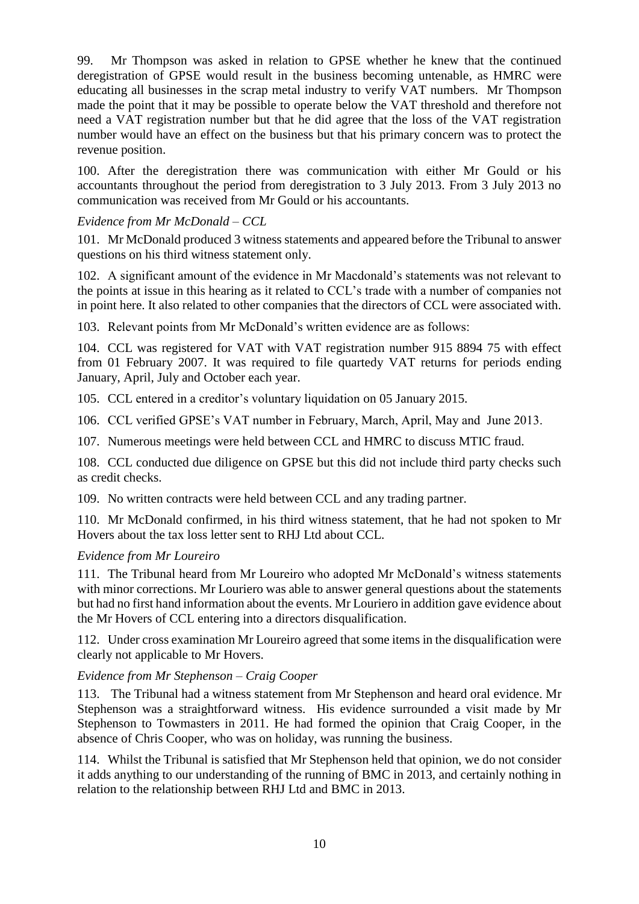99. Mr Thompson was asked in relation to GPSE whether he knew that the continued deregistration of GPSE would result in the business becoming untenable, as HMRC were educating all businesses in the scrap metal industry to verify VAT numbers. Mr Thompson made the point that it may be possible to operate below the VAT threshold and therefore not need a VAT registration number but that he did agree that the loss of the VAT registration number would have an effect on the business but that his primary concern was to protect the revenue position.

100. After the deregistration there was communication with either Mr Gould or his accountants throughout the period from deregistration to 3 July 2013. From 3 July 2013 no communication was received from Mr Gould or his accountants.

*Evidence from Mr McDonald – CCL*

101. Mr McDonald produced 3 witness statements and appeared before the Tribunal to answer questions on his third witness statement only.

102. A significant amount of the evidence in Mr Macdonald's statements was not relevant to the points at issue in this hearing as it related to CCL's trade with a number of companies not in point here. It also related to other companies that the directors of CCL were associated with.

103. Relevant points from Mr McDonald's written evidence are as follows:

104. CCL was registered for VAT with VAT registration number 915 8894 75 with effect from 01 February 2007. It was required to file quartedy VAT returns for periods ending January, April, July and October each year.

105. CCL entered in a creditor's voluntary liquidation on 05 January 2015.

106. CCL verified GPSE's VAT number in February, March, April, May and June 2013.

107. Numerous meetings were held between CCL and HMRC to discuss MTIC fraud.

108. CCL conducted due diligence on GPSE but this did not include third party checks such as credit checks.

109. No written contracts were held between CCL and any trading partner.

110. Mr McDonald confirmed, in his third witness statement, that he had not spoken to Mr Hovers about the tax loss letter sent to RHJ Ltd about CCL.

*Evidence from Mr Loureiro*

111. The Tribunal heard from Mr Loureiro who adopted Mr McDonald's witness statements with minor corrections. Mr Louriero was able to answer general questions about the statements but had no first hand information about the events. Mr Louriero in addition gave evidence about the Mr Hovers of CCL entering into a directors disqualification.

112. Under cross examination Mr Loureiro agreed that some items in the disqualification were clearly not applicable to Mr Hovers.

*Evidence from Mr Stephenson – Craig Cooper*

113. The Tribunal had a witness statement from Mr Stephenson and heard oral evidence. Mr Stephenson was a straightforward witness. His evidence surrounded a visit made by Mr Stephenson to Towmasters in 2011. He had formed the opinion that Craig Cooper, in the absence of Chris Cooper, who was on holiday, was running the business.

114. Whilst the Tribunal is satisfied that Mr Stephenson held that opinion, we do not consider it adds anything to our understanding of the running of BMC in 2013, and certainly nothing in relation to the relationship between RHJ Ltd and BMC in 2013.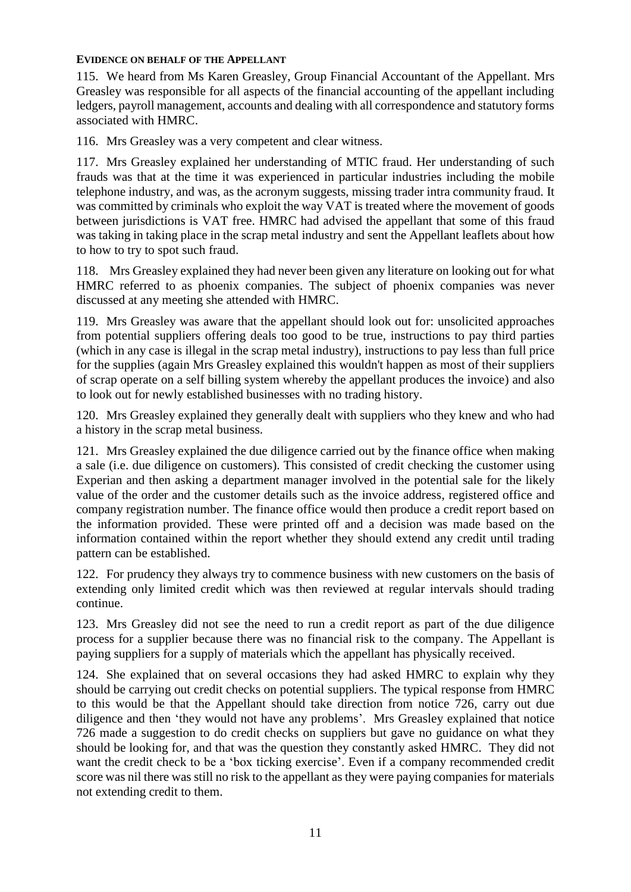**EVIDENCE ON BEHALF OF THE APPELLANT**

115. We heard from Ms Karen Greasley, Group Financial Accountant of the Appellant. Mrs Greasley was responsible for all aspects of the financial accounting of the appellant including ledgers, payroll management, accounts and dealing with all correspondence and statutory forms associated with HMRC.

116. Mrs Greasley was a very competent and clear witness.

117. Mrs Greasley explained her understanding of MTIC fraud. Her understanding of such frauds was that at the time it was experienced in particular industries including the mobile telephone industry, and was, as the acronym suggests, missing trader intra community fraud. It was committed by criminals who exploit the way VAT is treated where the movement of goods between jurisdictions is VAT free. HMRC had advised the appellant that some of this fraud was taking in taking place in the scrap metal industry and sent the Appellant leaflets about how to how to try to spot such fraud.

118. Mrs Greasley explained they had never been given any literature on looking out for what HMRC referred to as phoenix companies. The subject of phoenix companies was never discussed at any meeting she attended with HMRC.

119. Mrs Greasley was aware that the appellant should look out for: unsolicited approaches from potential suppliers offering deals too good to be true, instructions to pay third parties (which in any case is illegal in the scrap metal industry), instructions to pay less than full price for the supplies (again Mrs Greasley explained this wouldn't happen as most of their suppliers of scrap operate on a self billing system whereby the appellant produces the invoice) and also to look out for newly established businesses with no trading history.

120. Mrs Greasley explained they generally dealt with suppliers who they knew and who had a history in the scrap metal business.

121. Mrs Greasley explained the due diligence carried out by the finance office when making a sale (i.e. due diligence on customers). This consisted of credit checking the customer using Experian and then asking a department manager involved in the potential sale for the likely value of the order and the customer details such as the invoice address, registered office and company registration number. The finance office would then produce a credit report based on the information provided. These were printed off and a decision was made based on the information contained within the report whether they should extend any credit until trading pattern can be established.

122. For prudency they always try to commence business with new customers on the basis of extending only limited credit which was then reviewed at regular intervals should trading continue.

123. Mrs Greasley did not see the need to run a credit report as part of the due diligence process for a supplier because there was no financial risk to the company. The Appellant is paying suppliers for a supply of materials which the appellant has physically received.

124. She explained that on several occasions they had asked HMRC to explain why they should be carrying out credit checks on potential suppliers. The typical response from HMRC to this would be that the Appellant should take direction from notice 726, carry out due diligence and then 'they would not have any problems'. Mrs Greasley explained that notice 726 made a suggestion to do credit checks on suppliers but gave no guidance on what they should be looking for, and that was the question they constantly asked HMRC. They did not want the credit check to be a 'box ticking exercise'. Even if a company recommended credit score was nil there was still no risk to the appellant as they were paying companies for materials not extending credit to them.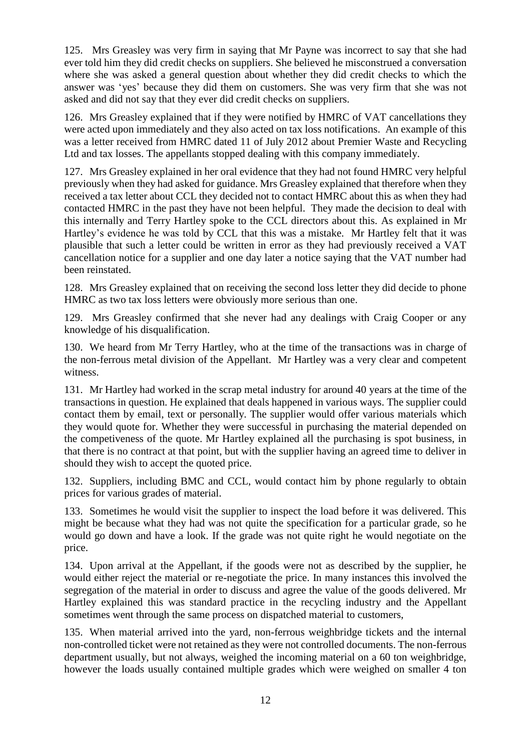125. Mrs Greasley was very firm in saying that Mr Payne was incorrect to say that she had ever told him they did credit checks on suppliers. She believed he misconstrued a conversation where she was asked a general question about whether they did credit checks to which the answer was 'yes' because they did them on customers. She was very firm that she was not asked and did not say that they ever did credit checks on suppliers.

126. Mrs Greasley explained that if they were notified by HMRC of VAT cancellations they were acted upon immediately and they also acted on tax loss notifications. An example of this was a letter received from HMRC dated 11 of July 2012 about Premier Waste and Recycling Ltd and tax losses. The appellants stopped dealing with this company immediately.

127. Mrs Greasley explained in her oral evidence that they had not found HMRC very helpful previously when they had asked for guidance. Mrs Greasley explained that therefore when they received a tax letter about CCL they decided not to contact HMRC about this as when they had contacted HMRC in the past they have not been helpful. They made the decision to deal with this internally and Terry Hartley spoke to the CCL directors about this. As explained in Mr Hartley's evidence he was told by CCL that this was a mistake. Mr Hartley felt that it was plausible that such a letter could be written in error as they had previously received a VAT cancellation notice for a supplier and one day later a notice saying that the VAT number had been reinstated.

128. Mrs Greasley explained that on receiving the second loss letter they did decide to phone HMRC as two tax loss letters were obviously more serious than one.

129. Mrs Greasley confirmed that she never had any dealings with Craig Cooper or any knowledge of his disqualification.

130. We heard from Mr Terry Hartley, who at the time of the transactions was in charge of the non-ferrous metal division of the Appellant. Mr Hartley was a very clear and competent witness.

131. Mr Hartley had worked in the scrap metal industry for around 40 years at the time of the transactions in question. He explained that deals happened in various ways. The supplier could contact them by email, text or personally. The supplier would offer various materials which they would quote for. Whether they were successful in purchasing the material depended on the competiveness of the quote. Mr Hartley explained all the purchasing is spot business, in that there is no contract at that point, but with the supplier having an agreed time to deliver in should they wish to accept the quoted price.

132. Suppliers, including BMC and CCL, would contact him by phone regularly to obtain prices for various grades of material.

133. Sometimes he would visit the supplier to inspect the load before it was delivered. This might be because what they had was not quite the specification for a particular grade, so he would go down and have a look. If the grade was not quite right he would negotiate on the price.

134. Upon arrival at the Appellant, if the goods were not as described by the supplier, he would either reject the material or re-negotiate the price. In many instances this involved the segregation of the material in order to discuss and agree the value of the goods delivered. Mr Hartley explained this was standard practice in the recycling industry and the Appellant sometimes went through the same process on dispatched material to customers,

135. When material arrived into the yard, non-ferrous weighbridge tickets and the internal non-controlled ticket were not retained as they were not controlled documents. The non-ferrous department usually, but not always, weighed the incoming material on a 60 ton weighbridge, however the loads usually contained multiple grades which were weighed on smaller 4 ton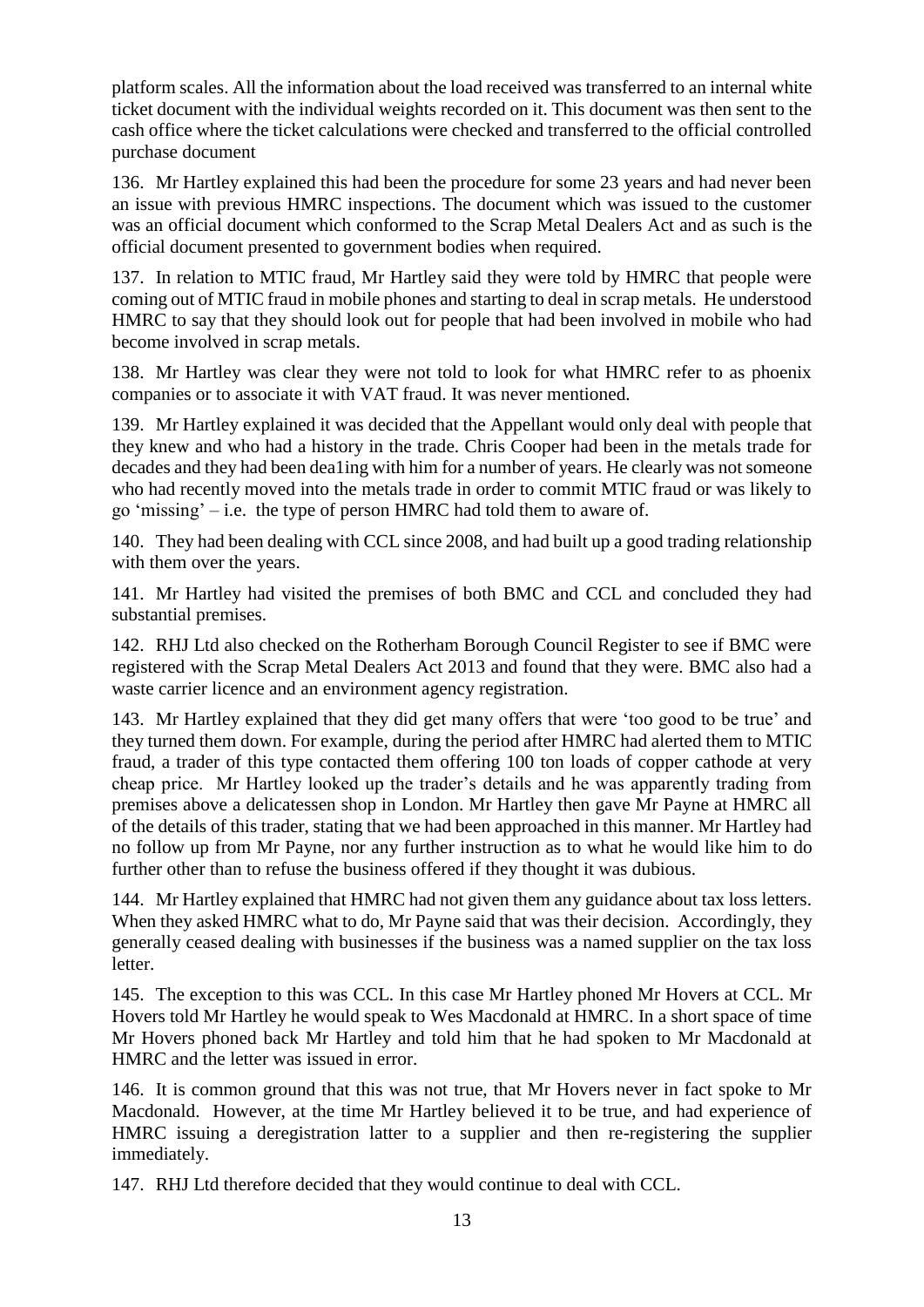platform scales. All the information about the load received was transferred to an internal white ticket document with the individual weights recorded on it. This document was then sent to the cash office where the ticket calculations were checked and transferred to the official controlled purchase document

136. Mr Hartley explained this had been the procedure for some 23 years and had never been an issue with previous HMRC inspections. The document which was issued to the customer was an official document which conformed to the Scrap Metal Dealers Act and as such is the official document presented to government bodies when required.

137. In relation to MTIC fraud, Mr Hartley said they were told by HMRC that people were coming out of MTIC fraud in mobile phones and starting to deal in scrap metals. He understood HMRC to say that they should look out for people that had been involved in mobile who had become involved in scrap metals.

138. Mr Hartley was clear they were not told to look for what HMRC refer to as phoenix companies or to associate it with VAT fraud. It was never mentioned.

139. Mr Hartley explained it was decided that the Appellant would only deal with people that they knew and who had a history in the trade. Chris Cooper had been in the metals trade for decades and they had been dea1ing with him for a number of years. He clearly was not someone who had recently moved into the metals trade in order to commit MTIC fraud or was likely to go 'missing' – i.e. the type of person HMRC had told them to aware of.

140. They had been dealing with CCL since 2008, and had built up a good trading relationship with them over the years.

141. Mr Hartley had visited the premises of both BMC and CCL and concluded they had substantial premises.

142. RHJ Ltd also checked on the Rotherham Borough Council Register to see if BMC were registered with the Scrap Metal Dealers Act 2013 and found that they were. BMC also had a waste carrier licence and an environment agency registration.

143. Mr Hartley explained that they did get many offers that were 'too good to be true' and they turned them down. For example, during the period after HMRC had alerted them to MTIC fraud, a trader of this type contacted them offering 100 ton loads of copper cathode at very cheap price. Mr Hartley looked up the trader's details and he was apparently trading from premises above a delicatessen shop in London. Mr Hartley then gave Mr Payne at HMRC all of the details of this trader, stating that we had been approached in this manner. Mr Hartley had no follow up from Mr Payne, nor any further instruction as to what he would like him to do further other than to refuse the business offered if they thought it was dubious.

144. Mr Hartley explained that HMRC had not given them any guidance about tax loss letters. When they asked HMRC what to do, Mr Payne said that was their decision. Accordingly, they generally ceased dealing with businesses if the business was a named supplier on the tax loss letter.

145. The exception to this was CCL. In this case Mr Hartley phoned Mr Hovers at CCL. Mr Hovers told Mr Hartley he would speak to Wes Macdonald at HMRC. In a short space of time Mr Hovers phoned back Mr Hartley and told him that he had spoken to Mr Macdonald at HMRC and the letter was issued in error.

146. It is common ground that this was not true, that Mr Hovers never in fact spoke to Mr Macdonald. However, at the time Mr Hartley believed it to be true, and had experience of HMRC issuing a deregistration latter to a supplier and then re-registering the supplier immediately.

147. RHJ Ltd therefore decided that they would continue to deal with CCL.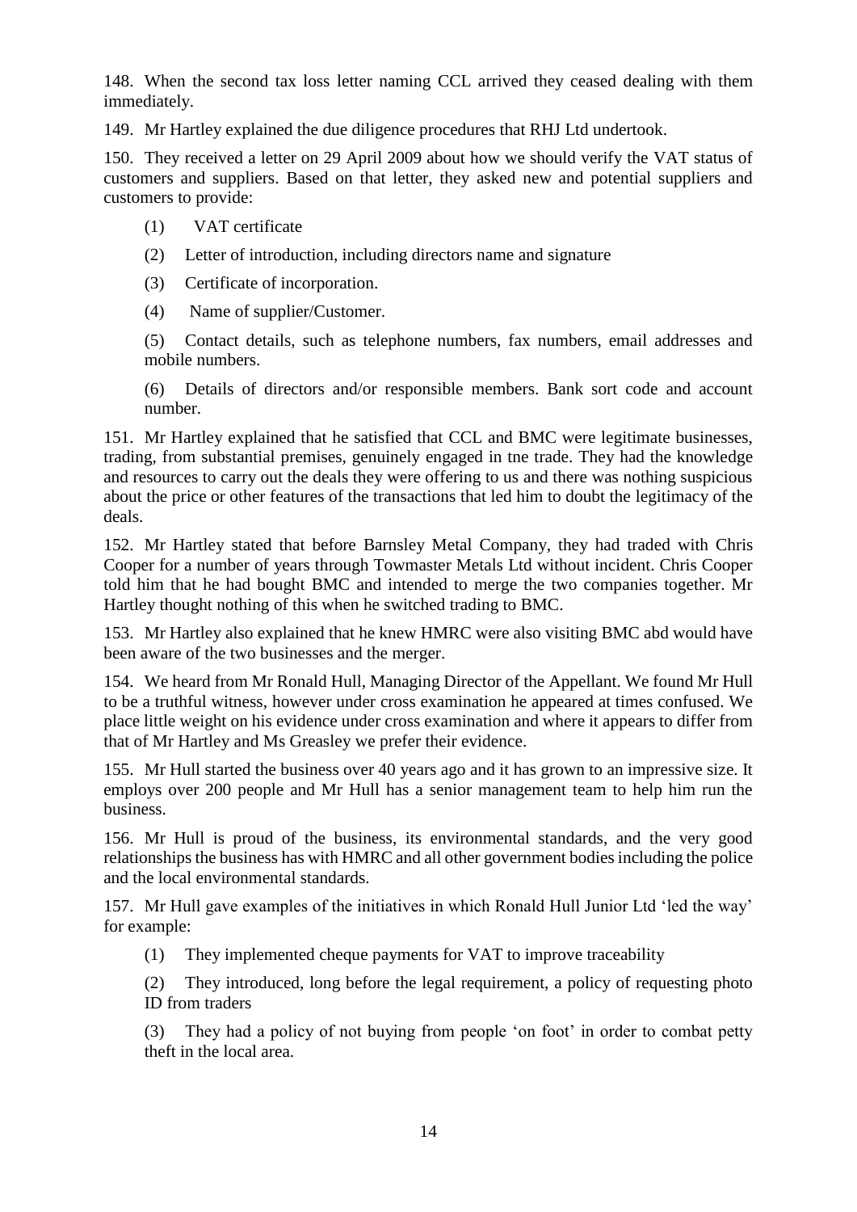148. When the second tax loss letter naming CCL arrived they ceased dealing with them immediately.

149. Mr Hartley explained the due diligence procedures that RHJ Ltd undertook.

150. They received a letter on 29 April 2009 about how we should verify the VAT status of customers and suppliers. Based on that letter, they asked new and potential suppliers and customers to provide:

(1) VAT certificate

(2) Letter of introduction, including directors name and signature

(3) Certificate of incorporation.

(4) Name of supplier/Customer.

(5) Contact details, such as telephone numbers, fax numbers, email addresses and mobile numbers.

(6) Details of directors and/or responsible members. Bank sort code and account number.

151. Mr Hartley explained that he satisfied that CCL and BMC were legitimate businesses, trading, from substantial premises, genuinely engaged in tne trade. They had the knowledge and resources to carry out the deals they were offering to us and there was nothing suspicious about the price or other features of the transactions that led him to doubt the legitimacy of the deals.

152. Mr Hartley stated that before Barnsley Metal Company, they had traded with Chris Cooper for a number of years through Towmaster Metals Ltd without incident. Chris Cooper told him that he had bought BMC and intended to merge the two companies together. Mr Hartley thought nothing of this when he switched trading to BMC.

153. Mr Hartley also explained that he knew HMRC were also visiting BMC abd would have been aware of the two businesses and the merger.

154. We heard from Mr Ronald Hull, Managing Director of the Appellant. We found Mr Hull to be a truthful witness, however under cross examination he appeared at times confused. We place little weight on his evidence under cross examination and where it appears to differ from that of Mr Hartley and Ms Greasley we prefer their evidence.

155. Mr Hull started the business over 40 years ago and it has grown to an impressive size. It employs over 200 people and Mr Hull has a senior management team to help him run the business.

156. Mr Hull is proud of the business, its environmental standards, and the very good relationships the business has with HMRC and all other government bodies including the police and the local environmental standards.

157. Mr Hull gave examples of the initiatives in which Ronald Hull Junior Ltd 'led the way' for example:

(1) They implemented cheque payments for VAT to improve traceability

(2) They introduced, long before the legal requirement, a policy of requesting photo ID from traders

(3) They had a policy of not buying from people 'on foot' in order to combat petty theft in the local area.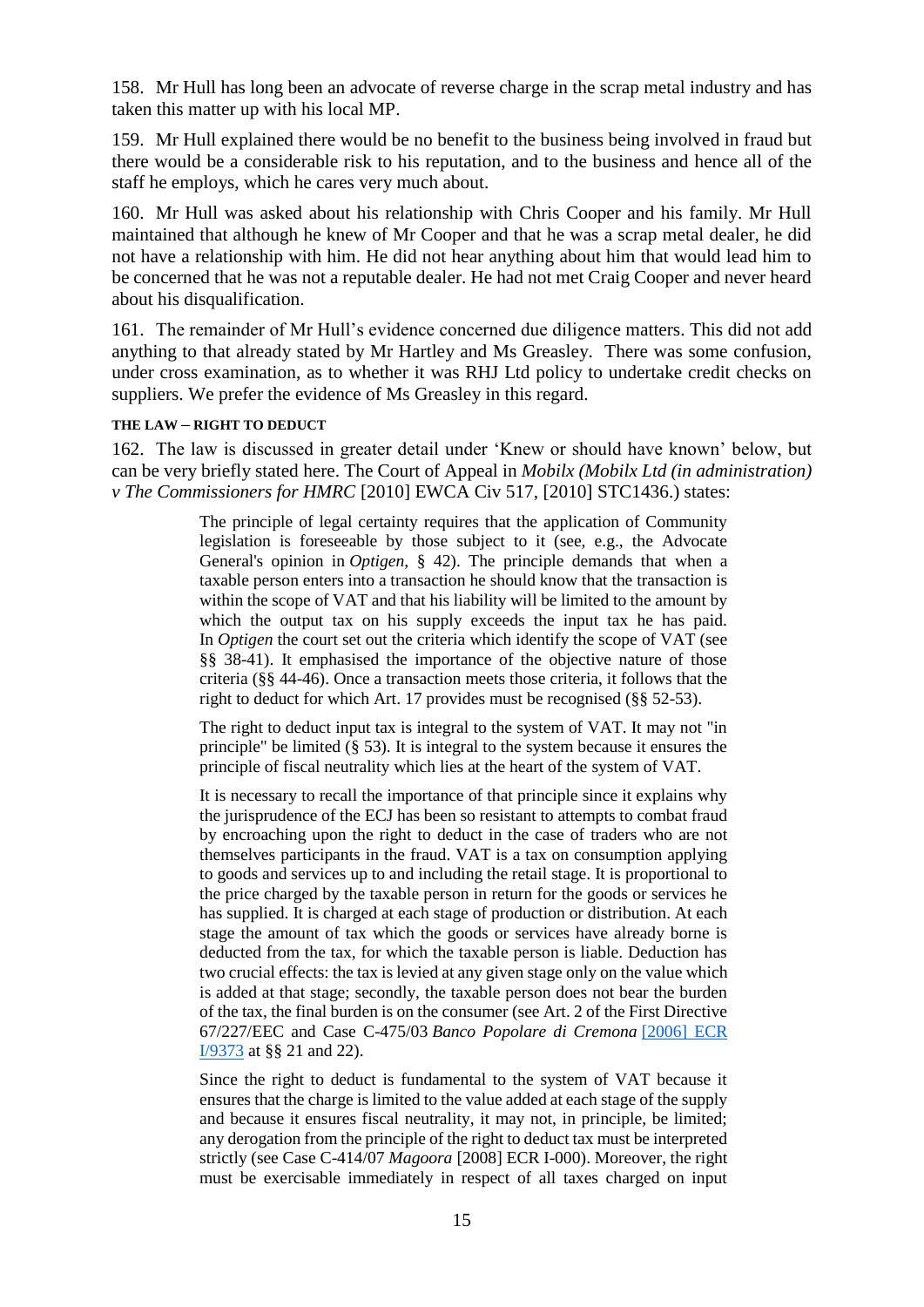158. Mr Hull has long been an advocate of reverse charge in the scrap metal industry and has taken this matter up with his local MP.

159. Mr Hull explained there would be no benefit to the business being involved in fraud but there would be a considerable risk to his reputation, and to the business and hence all of the staff he employs, which he cares very much about.

160. Mr Hull was asked about his relationship with Chris Cooper and his family. Mr Hull maintained that although he knew of Mr Cooper and that he was a scrap metal dealer, he did not have a relationship with him. He did not hear anything about him that would lead him to be concerned that he was not a reputable dealer. He had not met Craig Cooper and never heard about his disqualification.

161. The remainder of Mr Hull's evidence concerned due diligence matters. This did not add anything to that already stated by Mr Hartley and Ms Greasley. There was some confusion, under cross examination, as to whether it was RHJ Ltd policy to undertake credit checks on suppliers. We prefer the evidence of Ms Greasley in this regard.

#### THE LAW – RIGHT TO DEDUCT

162. The law is discussed in greater detail under 'Knew or should have known' below, but can be very briefly stated here. The Court of Appeal in *Mobilx (Mobilx Ltd (in administration) v The Commissioners for HMRC* [2010] EWCA Civ 517, [2010] STC1436.) states:

> The principle of legal certainty requires that the application of Community legislation is foreseeable by those subject to it (see, e.g., the Advocate General's opinion in *Optigen*, § 42). The principle demands that when a taxable person enters into a transaction he should know that the transaction is within the scope of VAT and that his liability will be limited to the amount by which the output tax on his supply exceeds the input tax he has paid. In *Optigen* the court set out the criteria which identify the scope of VAT (see §§ 38-41). It emphasised the importance of the objective nature of those criteria (§§ 44-46). Once a transaction meets those criteria, it follows that the right to deduct for which Art. 17 provides must be recognised (§§ 52-53).
>
> The right to deduct input tax is integral to the system of VAT. It may not "in principle" be limited (§ 53). It is integral to the system because it ensures the principle of fiscal neutrality which lies at the heart of the system of VAT.
>
> It is necessary to recall the importance of that principle since it explains why the jurisprudence of the ECJ has been so resistant to attempts to combat fraud by encroaching upon the right to deduct in the case of traders who are not themselves participants in the fraud. VAT is a tax on consumption applying to goods and services up to and including the retail stage. It is proportional to the price charged by the taxable person in return for the goods or services he has supplied. It is charged at each stage of production or distribution. At each stage the amount of tax which the goods or services have already borne is deducted from the tax, for which the taxable person is liable. Deduction has two crucial effects: the tax is levied at any given stage only on the value which is added at that stage; secondly, the taxable person does not bear the burden of the tax, the final burden is on the consumer (see Art. 2 of the First Directive 67/227/EEC and Case C-475/03 *Banco Popolare di Cremona* [2006] ECR I/9373 at §§ 21 and 22).
>
> Since the right to deduct is fundamental to the system of VAT because it ensures that the charge is limited to the value added at each stage of the supply and because it ensures fiscal neutrality, it may not, in principle, be limited; any derogation from the principle of the right to deduct tax must be interpreted strictly (see Case C-414/07 *Magoora* [2008] ECR I-000). Moreover, the right must be exercisable immediately in respect of all taxes charged on input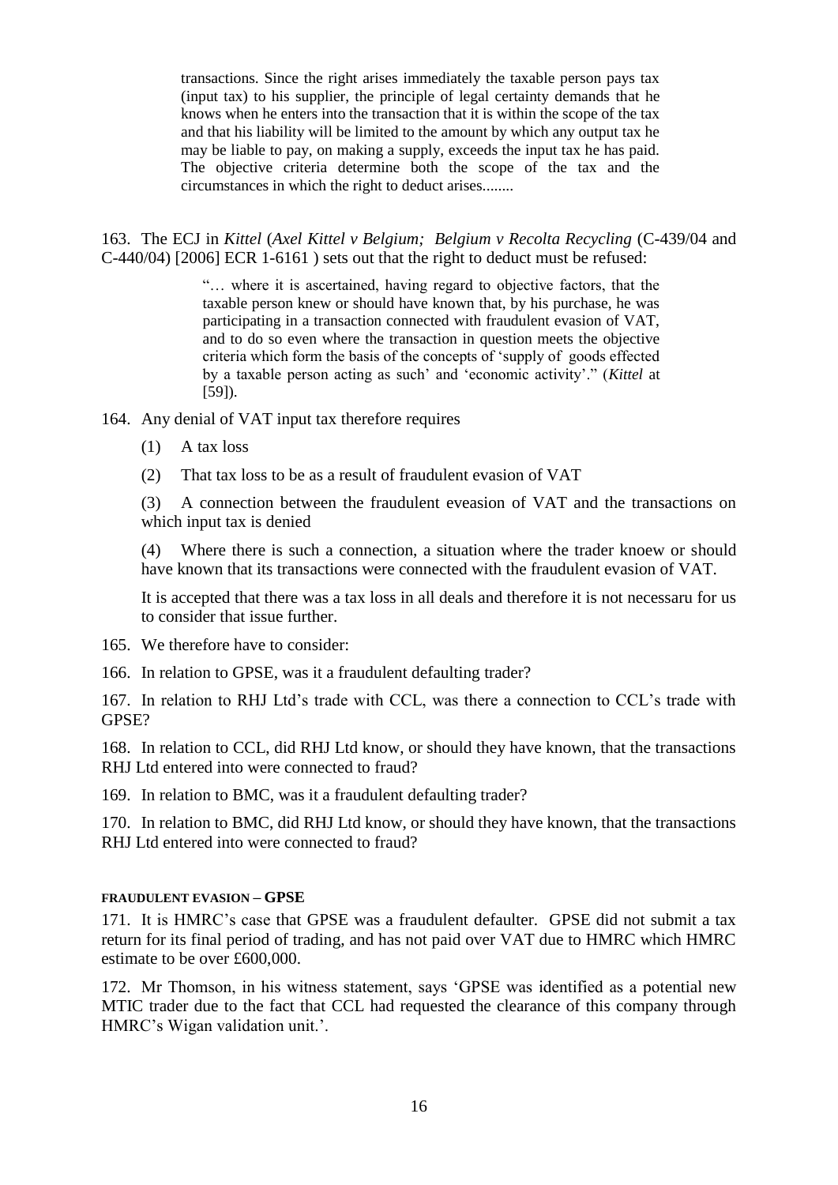> transactions. Since the right arises immediately the taxable person pays tax (input tax) to his supplier, the principle of legal certainty demands that he knows when he enters into the transaction that it is within the scope of the tax and that his liability will be limited to the amount by which any output tax he may be liable to pay, on making a supply, exceeds the input tax he has paid. The objective criteria determine both the scope of the tax and the circumstances in which the right to deduct arises........

163. The ECJ in *Kittel* (*Axel Kittel v Belgium; Belgium v Recolta Recycling* (C-439/04 and C-440/04) [2006] ECR 1-6161 ) sets out that the right to deduct must be refused:

> "… where it is ascertained, having regard to objective factors, that the taxable person knew or should have known that, by his purchase, he was participating in a transaction connected with fraudulent evasion of VAT, and to do so even where the transaction in question meets the objective criteria which form the basis of the concepts of 'supply of goods effected by a taxable person acting as such' and 'economic activity'." (*Kittel* at [59]).

164. Any denial of VAT input tax therefore requires

(1) A tax loss

(2) That tax loss to be as a result of fraudulent evasion of VAT

(3) A connection between the fraudulent eveasion of VAT and the transactions on which input tax is denied

(4) Where there is such a connection, a situation where the trader knoew or should have known that its transactions were connected with the fraudulent evasion of VAT.

It is accepted that there was a tax loss in all deals and therefore it is not necessaru for us to consider that issue further.

165. We therefore have to consider:

166. In relation to GPSE, was it a fraudulent defaulting trader?

167. In relation to RHJ Ltd's trade with CCL, was there a connection to CCL's trade with GPSE?

168. In relation to CCL, did RHJ Ltd know, or should they have known, that the transactions RHJ Ltd entered into were connected to fraud?

169. In relation to BMC, was it a fraudulent defaulting trader?

170. In relation to BMC, did RHJ Ltd know, or should they have known, that the transactions RHJ Ltd entered into were connected to fraud?

#### FRAUDULENT EVASION – GPSE

171. It is HMRC's case that GPSE was a fraudulent defaulter. GPSE did not submit a tax return for its final period of trading, and has not paid over VAT due to HMRC which HMRC estimate to be over £600,000.

172. Mr Thomson, in his witness statement, says 'GPSE was identified as a potential new MTIC trader due to the fact that CCL had requested the clearance of this company through HMRC's Wigan validation unit.'.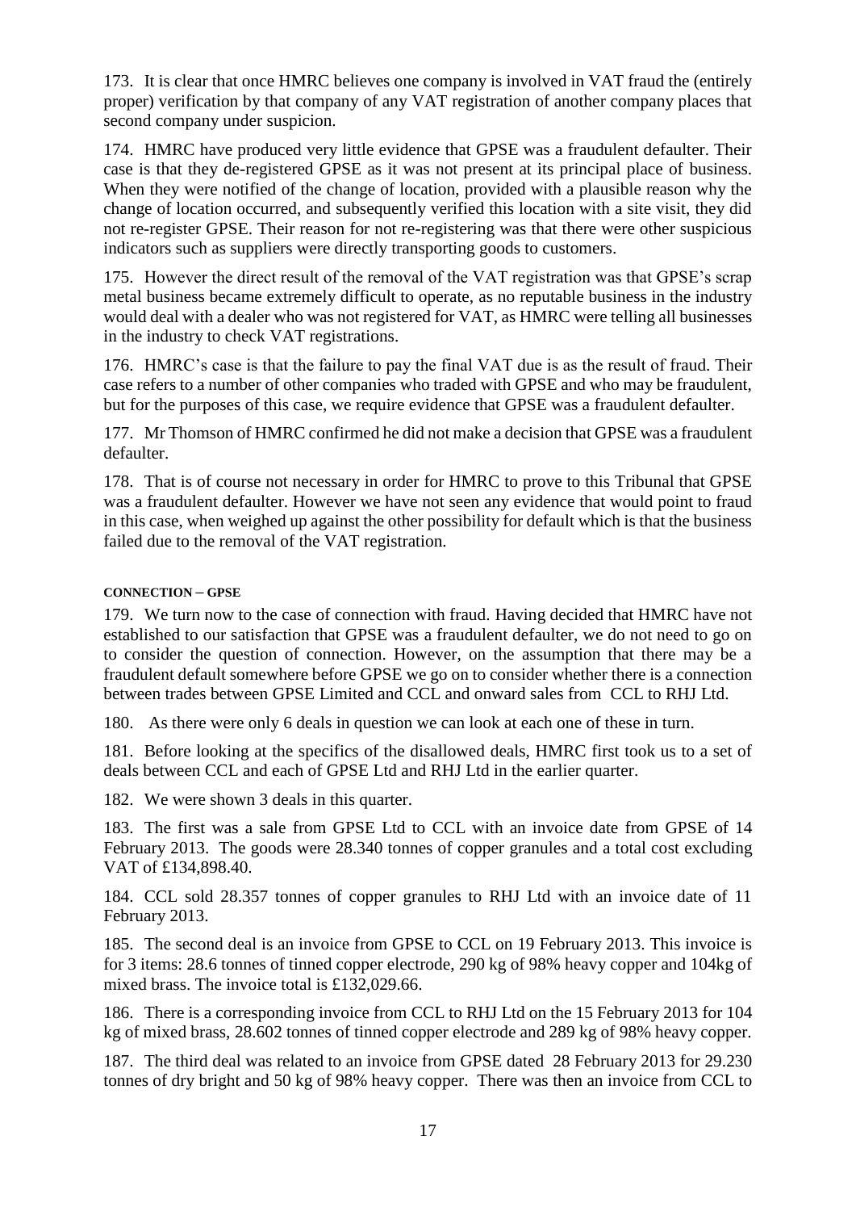173. It is clear that once HMRC believes one company is involved in VAT fraud the (entirely proper) verification by that company of any VAT registration of another company places that second company under suspicion.

174. HMRC have produced very little evidence that GPSE was a fraudulent defaulter. Their case is that they de-registered GPSE as it was not present at its principal place of business. When they were notified of the change of location, provided with a plausible reason why the change of location occurred, and subsequently verified this location with a site visit, they did not re-register GPSE. Their reason for not re-registering was that there were other suspicious indicators such as suppliers were directly transporting goods to customers.

175. However the direct result of the removal of the VAT registration was that GPSE's scrap metal business became extremely difficult to operate, as no reputable business in the industry would deal with a dealer who was not registered for VAT, as HMRC were telling all businesses in the industry to check VAT registrations.

176. HMRC's case is that the failure to pay the final VAT due is as the result of fraud. Their case refers to a number of other companies who traded with GPSE and who may be fraudulent, but for the purposes of this case, we require evidence that GPSE was a fraudulent defaulter.

177. Mr Thomson of HMRC confirmed he did not make a decision that GPSE was a fraudulent defaulter.

178. That is of course not necessary in order for HMRC to prove to this Tribunal that GPSE was a fraudulent defaulter. However we have not seen any evidence that would point to fraud in this case, when weighed up against the other possibility for default which is that the business failed due to the removal of the VAT registration.

**CONNECTION – GPSE**

179. We turn now to the case of connection with fraud. Having decided that HMRC have not established to our satisfaction that GPSE was a fraudulent defaulter, we do not need to go on to consider the question of connection. However, on the assumption that there may be a fraudulent default somewhere before GPSE we go on to consider whether there is a connection between trades between GPSE Limited and CCL and onward sales from CCL to RHJ Ltd.

180. As there were only 6 deals in question we can look at each one of these in turn.

181. Before looking at the specifics of the disallowed deals, HMRC first took us to a set of deals between CCL and each of GPSE Ltd and RHJ Ltd in the earlier quarter.

182. We were shown 3 deals in this quarter.

183. The first was a sale from GPSE Ltd to CCL with an invoice date from GPSE of 14 February 2013. The goods were 28.340 tonnes of copper granules and a total cost excluding VAT of £134,898.40.

184. CCL sold 28.357 tonnes of copper granules to RHJ Ltd with an invoice date of 11 February 2013.

185. The second deal is an invoice from GPSE to CCL on 19 February 2013. This invoice is for 3 items: 28.6 tonnes of tinned copper electrode, 290 kg of 98% heavy copper and 104kg of mixed brass. The invoice total is £132,029.66.

186. There is a corresponding invoice from CCL to RHJ Ltd on the 15 February 2013 for 104 kg of mixed brass, 28.602 tonnes of tinned copper electrode and 289 kg of 98% heavy copper.

187. The third deal was related to an invoice from GPSE dated 28 February 2013 for 29.230 tonnes of dry bright and 50 kg of 98% heavy copper. There was then an invoice from CCL to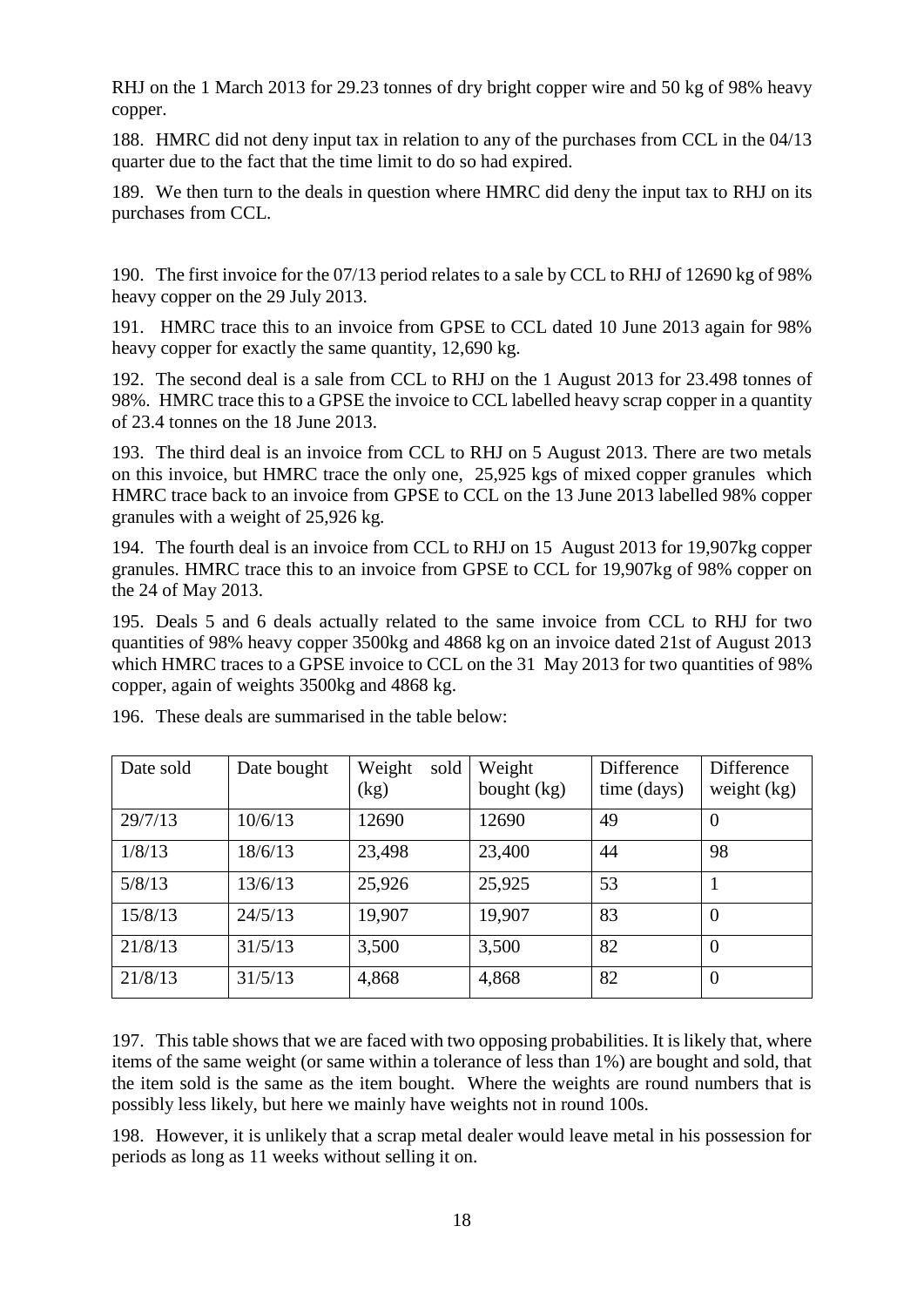RHJ on the 1 March 2013 for 29.23 tonnes of dry bright copper wire and 50 kg of 98% heavy copper.

188. HMRC did not deny input tax in relation to any of the purchases from CCL in the 04/13 quarter due to the fact that the time limit to do so had expired.

189. We then turn to the deals in question where HMRC did deny the input tax to RHJ on its purchases from CCL.

190. The first invoice for the 07/13 period relates to a sale by CCL to RHJ of 12690 kg of 98% heavy copper on the 29 July 2013.

191. HMRC trace this to an invoice from GPSE to CCL dated 10 June 2013 again for 98% heavy copper for exactly the same quantity, 12,690 kg.

192. The second deal is a sale from CCL to RHJ on the 1 August 2013 for 23.498 tonnes of 98%. HMRC trace this to a GPSE the invoice to CCL labelled heavy scrap copper in a quantity of 23.4 tonnes on the 18 June 2013.

193. The third deal is an invoice from CCL to RHJ on 5 August 2013. There are two metals on this invoice, but HMRC trace the only one, 25,925 kgs of mixed copper granules which HMRC trace back to an invoice from GPSE to CCL on the 13 June 2013 labelled 98% copper granules with a weight of 25,926 kg.

194. The fourth deal is an invoice from CCL to RHJ on 15 August 2013 for 19,907kg copper granules. HMRC trace this to an invoice from GPSE to CCL for 19,907kg of 98% copper on the 24 of May 2013.

195. Deals 5 and 6 deals actually related to the same invoice from CCL to RHJ for two quantities of 98% heavy copper 3500kg and 4868 kg on an invoice dated 21st of August 2013 which HMRC traces to a GPSE invoice to CCL on the 31 May 2013 for two quantities of 98% copper, again of weights 3500kg and 4868 kg.

196. These deals are summarised in the table below:

| Date sold | Date bought | Weight sold (kg) | Weight bought (kg) | Difference time (days) | Difference weight (kg) |
|---|---|---|---|---|---|
| 29/7/13 | 10/6/13 | 12690 | 12690 | 49 | 0 |
| 1/8/13 | 18/6/13 | 23,498 | 23,400 | 44 | 98 |
| 5/8/13 | 13/6/13 | 25,926 | 25,925 | 53 | 1 |
| 15/8/13 | 24/5/13 | 19,907 | 19,907 | 83 | 0 |
| 21/8/13 | 31/5/13 | 3,500 | 3,500 | 82 | 0 |
| 21/8/13 | 31/5/13 | 4,868 | 4,868 | 82 | 0 |

197. This table shows that we are faced with two opposing probabilities. It is likely that, where items of the same weight (or same within a tolerance of less than 1%) are bought and sold, that the item sold is the same as the item bought. Where the weights are round numbers that is possibly less likely, but here we mainly have weights not in round 100s.

198. However, it is unlikely that a scrap metal dealer would leave metal in his possession for periods as long as 11 weeks without selling it on.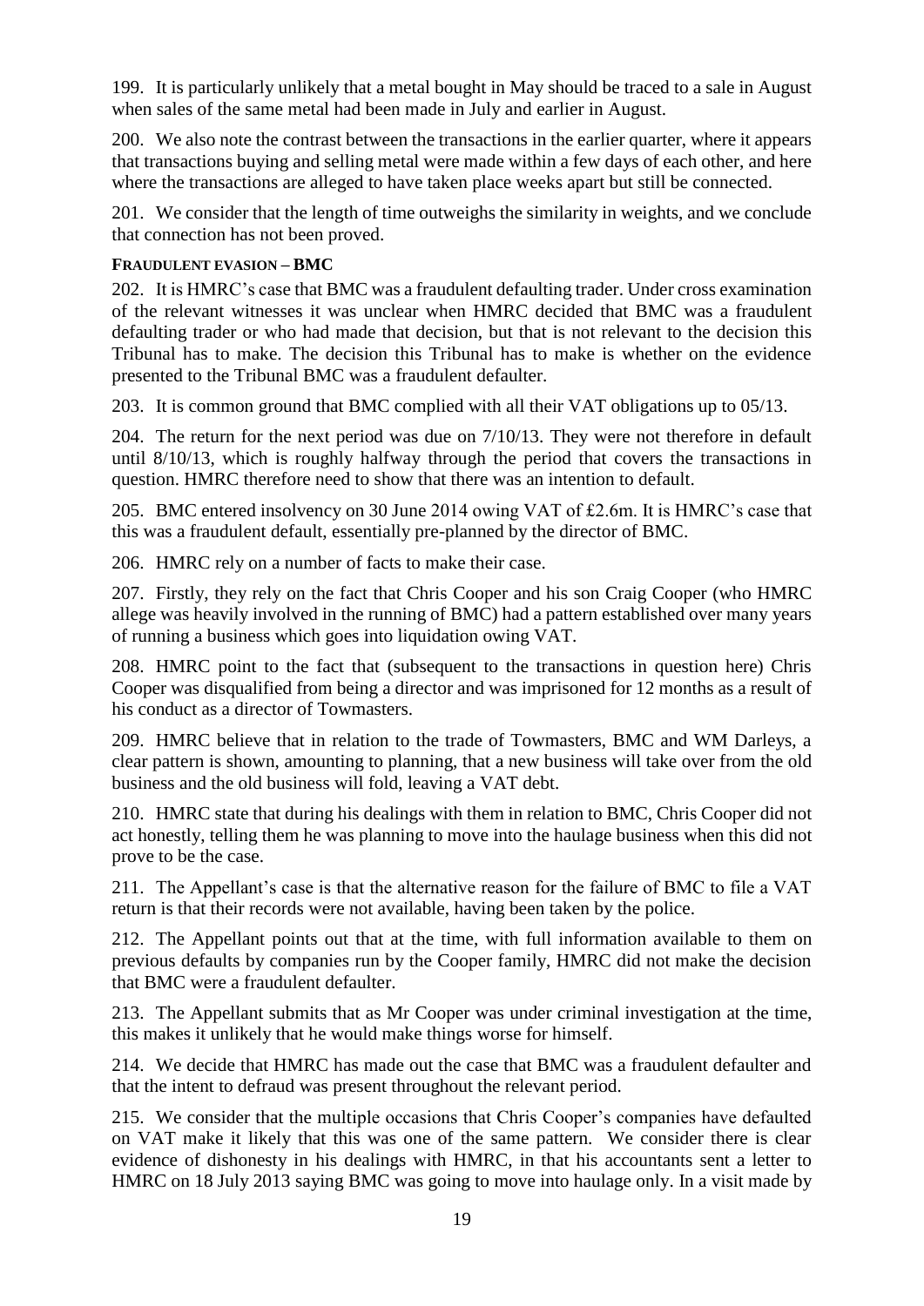199. It is particularly unlikely that a metal bought in May should be traced to a sale in August when sales of the same metal had been made in July and earlier in August.

200. We also note the contrast between the transactions in the earlier quarter, where it appears that transactions buying and selling metal were made within a few days of each other, and here where the transactions are alleged to have taken place weeks apart but still be connected.

201. We consider that the length of time outweighs the similarity in weights, and we conclude that connection has not been proved.

**FRAUDULENT EVASION – BMC**

202. It is HMRC's case that BMC was a fraudulent defaulting trader. Under cross examination of the relevant witnesses it was unclear when HMRC decided that BMC was a fraudulent defaulting trader or who had made that decision, but that is not relevant to the decision this Tribunal has to make. The decision this Tribunal has to make is whether on the evidence presented to the Tribunal BMC was a fraudulent defaulter.

203. It is common ground that BMC complied with all their VAT obligations up to 05/13.

204. The return for the next period was due on 7/10/13. They were not therefore in default until 8/10/13, which is roughly halfway through the period that covers the transactions in question. HMRC therefore need to show that there was an intention to default.

205. BMC entered insolvency on 30 June 2014 owing VAT of £2.6m. It is HMRC's case that this was a fraudulent default, essentially pre-planned by the director of BMC.

206. HMRC rely on a number of facts to make their case.

207. Firstly, they rely on the fact that Chris Cooper and his son Craig Cooper (who HMRC allege was heavily involved in the running of BMC) had a pattern established over many years of running a business which goes into liquidation owing VAT.

208. HMRC point to the fact that (subsequent to the transactions in question here) Chris Cooper was disqualified from being a director and was imprisoned for 12 months as a result of his conduct as a director of Towmasters.

209. HMRC believe that in relation to the trade of Towmasters, BMC and WM Darleys, a clear pattern is shown, amounting to planning, that a new business will take over from the old business and the old business will fold, leaving a VAT debt.

210. HMRC state that during his dealings with them in relation to BMC, Chris Cooper did not act honestly, telling them he was planning to move into the haulage business when this did not prove to be the case.

211. The Appellant's case is that the alternative reason for the failure of BMC to file a VAT return is that their records were not available, having been taken by the police.

212. The Appellant points out that at the time, with full information available to them on previous defaults by companies run by the Cooper family, HMRC did not make the decision that BMC were a fraudulent defaulter.

213. The Appellant submits that as Mr Cooper was under criminal investigation at the time, this makes it unlikely that he would make things worse for himself.

214. We decide that HMRC has made out the case that BMC was a fraudulent defaulter and that the intent to defraud was present throughout the relevant period.

215. We consider that the multiple occasions that Chris Cooper's companies have defaulted on VAT make it likely that this was one of the same pattern. We consider there is clear evidence of dishonesty in his dealings with HMRC, in that his accountants sent a letter to HMRC on 18 July 2013 saying BMC was going to move into haulage only. In a visit made by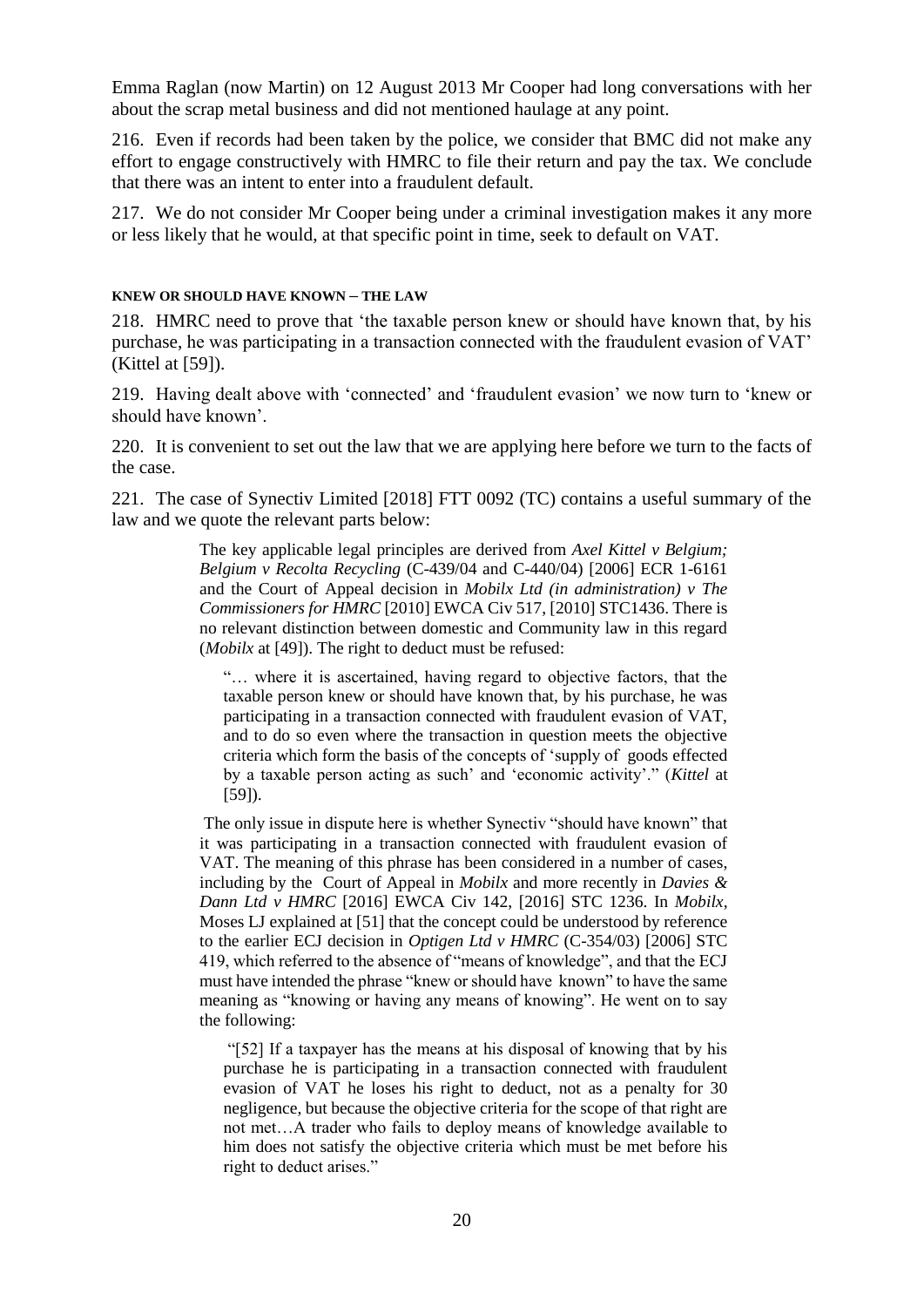Emma Raglan (now Martin) on 12 August 2013 Mr Cooper had long conversations with her about the scrap metal business and did not mentioned haulage at any point.

216. Even if records had been taken by the police, we consider that BMC did not make any effort to engage constructively with HMRC to file their return and pay the tax. We conclude that there was an intent to enter into a fraudulent default.

217. We do not consider Mr Cooper being under a criminal investigation makes it any more or less likely that he would, at that specific point in time, seek to default on VAT.

#### KNEW OR SHOULD HAVE KNOWN – THE LAW

218. HMRC need to prove that 'the taxable person knew or should have known that, by his purchase, he was participating in a transaction connected with the fraudulent evasion of VAT' (Kittel at [59]).

219. Having dealt above with 'connected' and 'fraudulent evasion' we now turn to 'knew or should have known'.

220. It is convenient to set out the law that we are applying here before we turn to the facts of the case.

221. The case of Synectiv Limited [2018] FTT 0092 (TC) contains a useful summary of the law and we quote the relevant parts below:

> The key applicable legal principles are derived from *Axel Kittel v Belgium; Belgium v Recolta Recycling* (C-439/04 and C-440/04) [2006] ECR 1-6161 and the Court of Appeal decision in *Mobilx Ltd (in administration) v The Commissioners for HMRC* [2010] EWCA Civ 517, [2010] STC1436. There is no relevant distinction between domestic and Community law in this regard (*Mobilx* at [49]). The right to deduct must be refused:
>
> > "… where it is ascertained, having regard to objective factors, that the taxable person knew or should have known that, by his purchase, he was participating in a transaction connected with fraudulent evasion of VAT, and to do so even where the transaction in question meets the objective criteria which form the basis of the concepts of 'supply of goods effected by a taxable person acting as such' and 'economic activity'." (*Kittel* at [59]).
>
> The only issue in dispute here is whether Synectiv "should have known" that it was participating in a transaction connected with fraudulent evasion of VAT. The meaning of this phrase has been considered in a number of cases, including by the Court of Appeal in *Mobilx* and more recently in *Davies & Dann Ltd v HMRC* [2016] EWCA Civ 142, [2016] STC 1236. In *Mobilx*, Moses LJ explained at [51] that the concept could be understood by reference to the earlier ECJ decision in *Optigen Ltd v HMRC* (C-354/03) [2006] STC 419, which referred to the absence of "means of knowledge", and that the ECJ must have intended the phrase "knew or should have known" to have the same meaning as "knowing or having any means of knowing". He went on to say the following:
>
> > "[52] If a taxpayer has the means at his disposal of knowing that by his purchase he is participating in a transaction connected with fraudulent evasion of VAT he loses his right to deduct, not as a penalty for 30 negligence, but because the objective criteria for the scope of that right are not met…A trader who fails to deploy means of knowledge available to him does not satisfy the objective criteria which must be met before his right to deduct arises."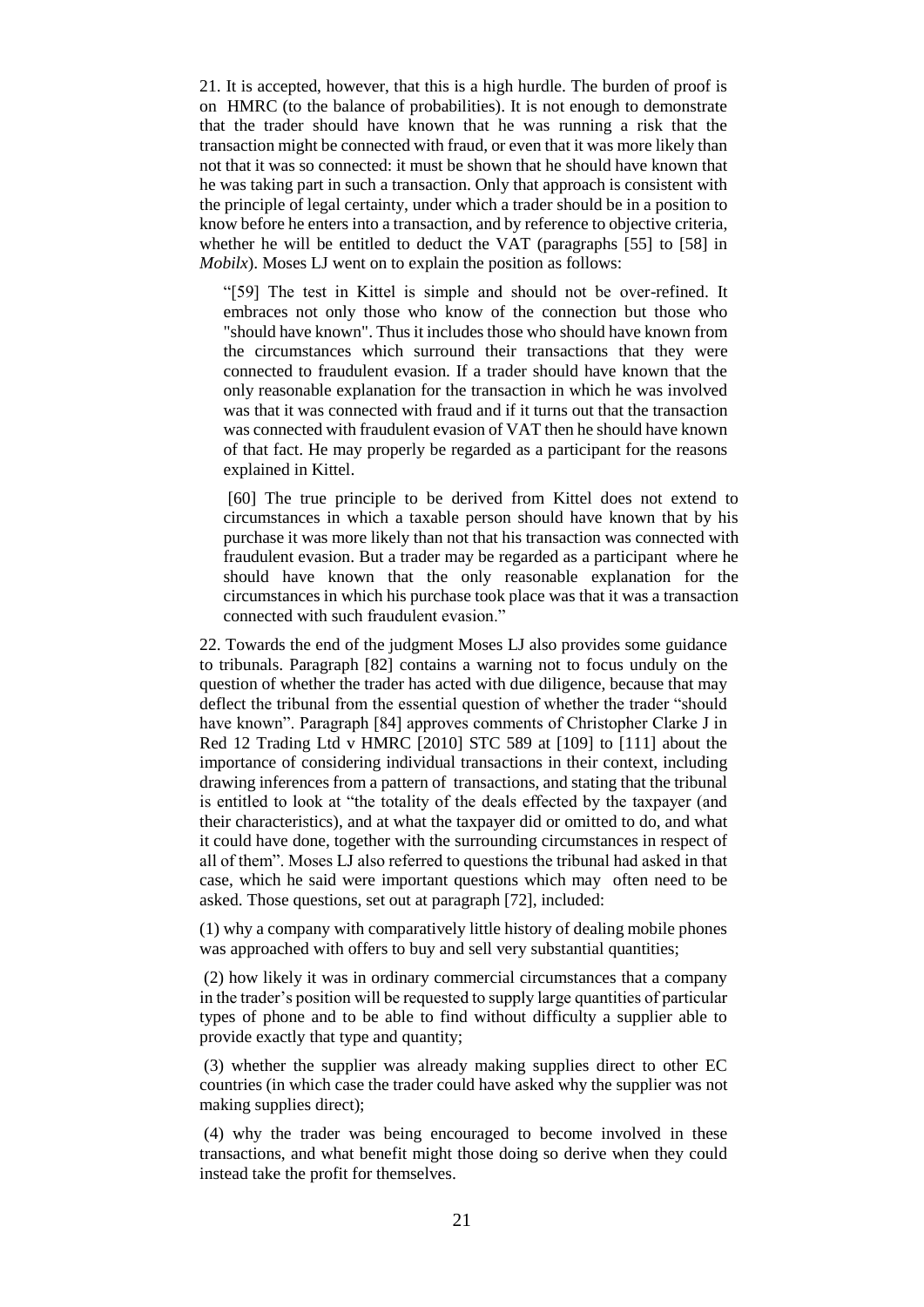21. It is accepted, however, that this is a high hurdle. The burden of proof is on HMRC (to the balance of probabilities). It is not enough to demonstrate that the trader should have known that he was running a risk that the transaction might be connected with fraud, or even that it was more likely than not that it was so connected: it must be shown that he should have known that he was taking part in such a transaction. Only that approach is consistent with the principle of legal certainty, under which a trader should be in a position to know before he enters into a transaction, and by reference to objective criteria, whether he will be entitled to deduct the VAT (paragraphs [55] to [58] in *Mobilx*). Moses LJ went on to explain the position as follows:

> "[59] The test in Kittel is simple and should not be over-refined. It embraces not only those who know of the connection but those who "should have known". Thus it includes those who should have known from the circumstances which surround their transactions that they were connected to fraudulent evasion. If a trader should have known that the only reasonable explanation for the transaction in which he was involved was that it was connected with fraud and if it turns out that the transaction was connected with fraudulent evasion of VAT then he should have known of that fact. He may properly be regarded as a participant for the reasons explained in Kittel.
>
> [60] The true principle to be derived from Kittel does not extend to circumstances in which a taxable person should have known that by his purchase it was more likely than not that his transaction was connected with fraudulent evasion. But a trader may be regarded as a participant where he should have known that the only reasonable explanation for the circumstances in which his purchase took place was that it was a transaction connected with such fraudulent evasion."

22. Towards the end of the judgment Moses LJ also provides some guidance to tribunals. Paragraph [82] contains a warning not to focus unduly on the question of whether the trader has acted with due diligence, because that may deflect the tribunal from the essential question of whether the trader "should have known". Paragraph [84] approves comments of Christopher Clarke J in Red 12 Trading Ltd v HMRC [2010] STC 589 at [109] to [111] about the importance of considering individual transactions in their context, including drawing inferences from a pattern of transactions, and stating that the tribunal is entitled to look at "the totality of the deals effected by the taxpayer (and their characteristics), and at what the taxpayer did or omitted to do, and what it could have done, together with the surrounding circumstances in respect of all of them". Moses LJ also referred to questions the tribunal had asked in that case, which he said were important questions which may often need to be asked. Those questions, set out at paragraph [72], included:

(1) why a company with comparatively little history of dealing mobile phones was approached with offers to buy and sell very substantial quantities;

(2) how likely it was in ordinary commercial circumstances that a company in the trader's position will be requested to supply large quantities of particular types of phone and to be able to find without difficulty a supplier able to provide exactly that type and quantity;

(3) whether the supplier was already making supplies direct to other EC countries (in which case the trader could have asked why the supplier was not making supplies direct);

(4) why the trader was being encouraged to become involved in these transactions, and what benefit might those doing so derive when they could instead take the profit for themselves.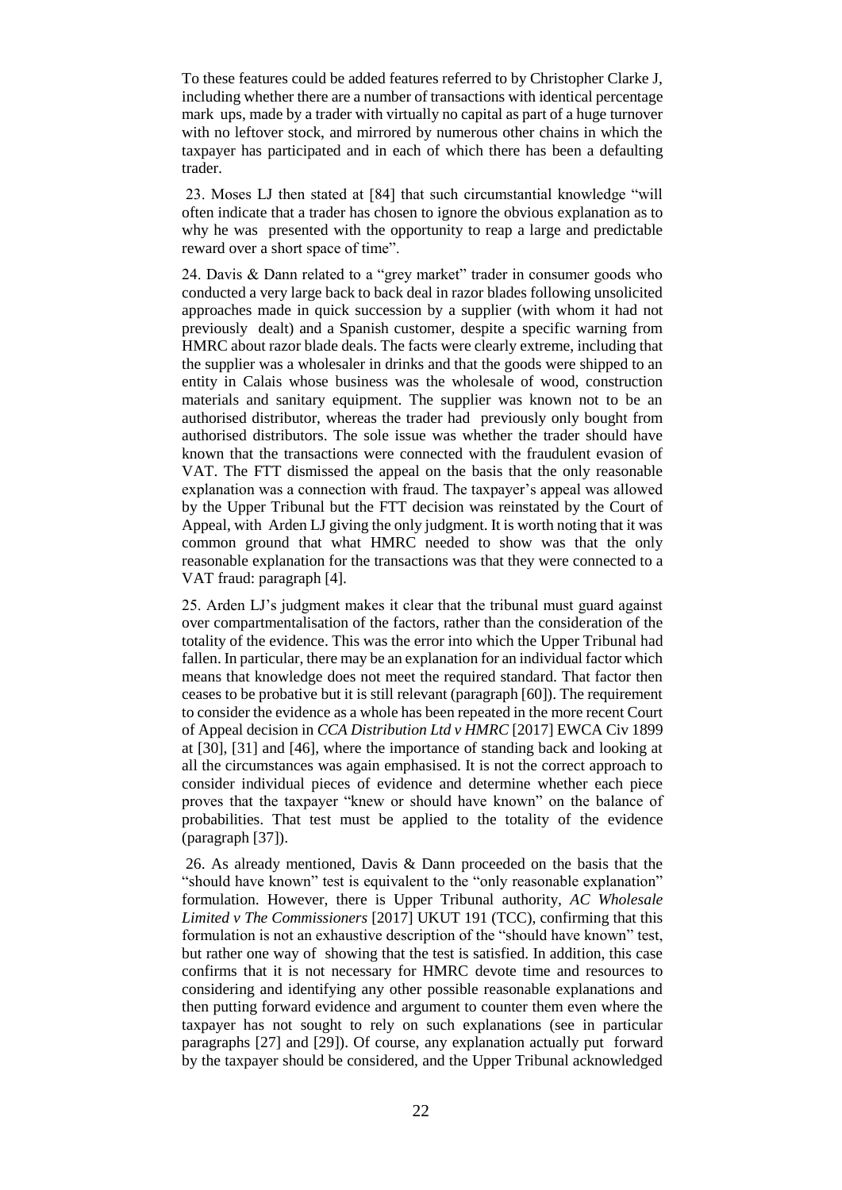To these features could be added features referred to by Christopher Clarke J, including whether there are a number of transactions with identical percentage mark ups, made by a trader with virtually no capital as part of a huge turnover with no leftover stock, and mirrored by numerous other chains in which the taxpayer has participated and in each of which there has been a defaulting trader.

23. Moses LJ then stated at [84] that such circumstantial knowledge "will often indicate that a trader has chosen to ignore the obvious explanation as to why he was presented with the opportunity to reap a large and predictable reward over a short space of time".

24. Davis & Dann related to a "grey market" trader in consumer goods who conducted a very large back to back deal in razor blades following unsolicited approaches made in quick succession by a supplier (with whom it had not previously dealt) and a Spanish customer, despite a specific warning from HMRC about razor blade deals. The facts were clearly extreme, including that the supplier was a wholesaler in drinks and that the goods were shipped to an entity in Calais whose business was the wholesale of wood, construction materials and sanitary equipment. The supplier was known not to be an authorised distributor, whereas the trader had previously only bought from authorised distributors. The sole issue was whether the trader should have known that the transactions were connected with the fraudulent evasion of VAT. The FTT dismissed the appeal on the basis that the only reasonable explanation was a connection with fraud. The taxpayer's appeal was allowed by the Upper Tribunal but the FTT decision was reinstated by the Court of Appeal, with Arden LJ giving the only judgment. It is worth noting that it was common ground that what HMRC needed to show was that the only reasonable explanation for the transactions was that they were connected to a VAT fraud: paragraph [4].

25. Arden LJ's judgment makes it clear that the tribunal must guard against over compartmentalisation of the factors, rather than the consideration of the totality of the evidence. This was the error into which the Upper Tribunal had fallen. In particular, there may be an explanation for an individual factor which means that knowledge does not meet the required standard. That factor then ceases to be probative but it is still relevant (paragraph [60]). The requirement to consider the evidence as a whole has been repeated in the more recent Court of Appeal decision in *CCA Distribution Ltd v HMRC* [2017] EWCA Civ 1899 at [30], [31] and [46], where the importance of standing back and looking at all the circumstances was again emphasised. It is not the correct approach to consider individual pieces of evidence and determine whether each piece proves that the taxpayer "knew or should have known" on the balance of probabilities. That test must be applied to the totality of the evidence (paragraph [37]).

26. As already mentioned, Davis & Dann proceeded on the basis that the "should have known" test is equivalent to the "only reasonable explanation" formulation. However, there is Upper Tribunal authority, *AC Wholesale Limited v The Commissioners* [2017] UKUT 191 (TCC), confirming that this formulation is not an exhaustive description of the "should have known" test, but rather one way of showing that the test is satisfied. In addition, this case confirms that it is not necessary for HMRC devote time and resources to considering and identifying any other possible reasonable explanations and then putting forward evidence and argument to counter them even where the taxpayer has not sought to rely on such explanations (see in particular paragraphs [27] and [29]). Of course, any explanation actually put forward by the taxpayer should be considered, and the Upper Tribunal acknowledged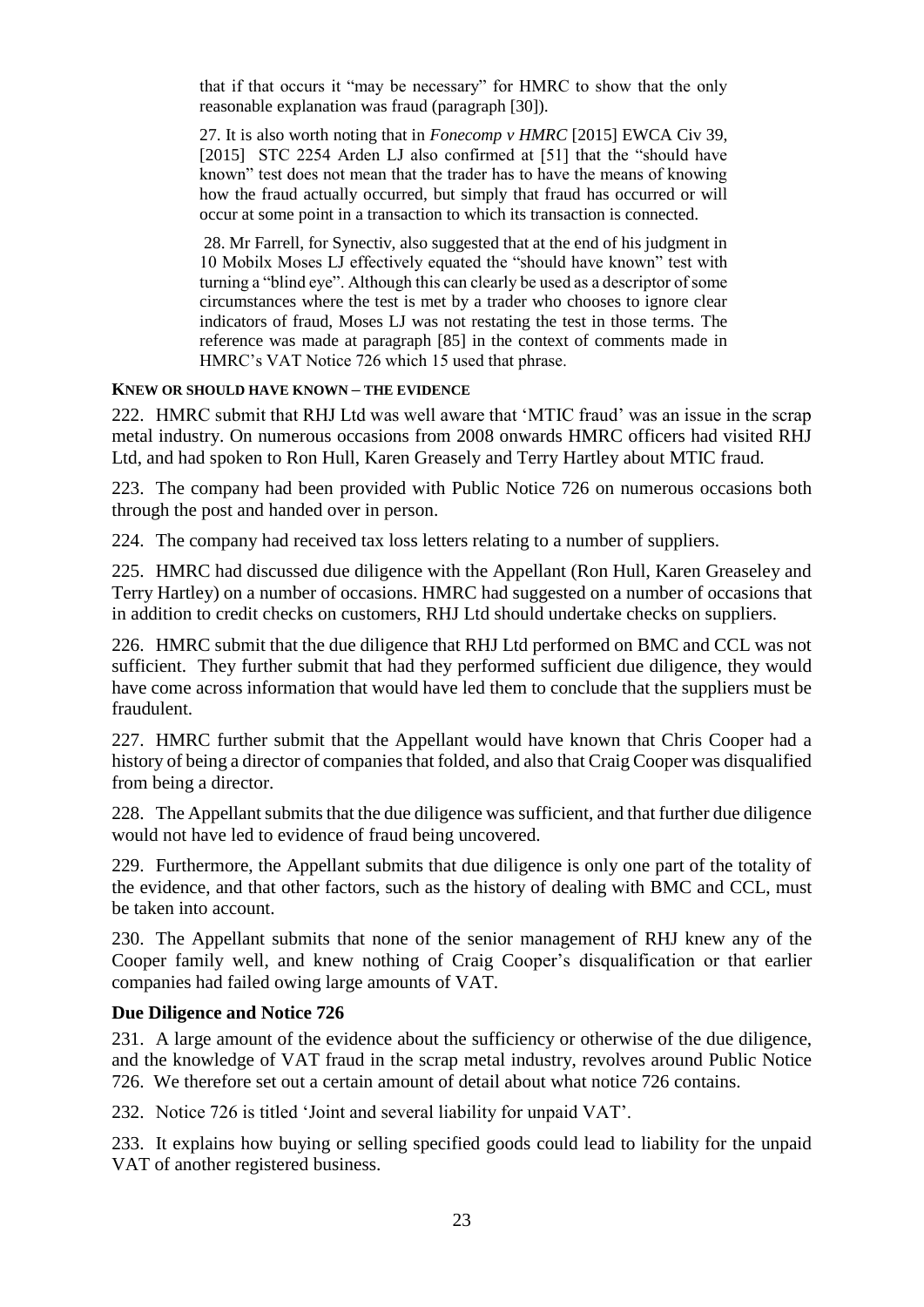> that if that occurs it "may be necessary" for HMRC to show that the only reasonable explanation was fraud (paragraph [30]).
>
> 27. It is also worth noting that in *Fonecomp v HMRC* [2015] EWCA Civ 39, [2015] STC 2254 Arden LJ also confirmed at [51] that the "should have known" test does not mean that the trader has to have the means of knowing how the fraud actually occurred, but simply that fraud has occurred or will occur at some point in a transaction to which its transaction is connected.
>
> 28. Mr Farrell, for Synectiv, also suggested that at the end of his judgment in 10 Mobilx Moses LJ effectively equated the "should have known" test with turning a "blind eye". Although this can clearly be used as a descriptor of some circumstances where the test is met by a trader who chooses to ignore clear indicators of fraud, Moses LJ was not restating the test in those terms. The reference was made at paragraph [85] in the context of comments made in HMRC's VAT Notice 726 which 15 used that phrase.

**KNEW OR SHOULD HAVE KNOWN – THE EVIDENCE**

222. HMRC submit that RHJ Ltd was well aware that 'MTIC fraud' was an issue in the scrap metal industry. On numerous occasions from 2008 onwards HMRC officers had visited RHJ Ltd, and had spoken to Ron Hull, Karen Greasely and Terry Hartley about MTIC fraud.

223. The company had been provided with Public Notice 726 on numerous occasions both through the post and handed over in person.

224. The company had received tax loss letters relating to a number of suppliers.

225. HMRC had discussed due diligence with the Appellant (Ron Hull, Karen Greaseley and Terry Hartley) on a number of occasions. HMRC had suggested on a number of occasions that in addition to credit checks on customers, RHJ Ltd should undertake checks on suppliers.

226. HMRC submit that the due diligence that RHJ Ltd performed on BMC and CCL was not sufficient. They further submit that had they performed sufficient due diligence, they would have come across information that would have led them to conclude that the suppliers must be fraudulent.

227. HMRC further submit that the Appellant would have known that Chris Cooper had a history of being a director of companies that folded, and also that Craig Cooper was disqualified from being a director.

228. The Appellant submits that the due diligence was sufficient, and that further due diligence would not have led to evidence of fraud being uncovered.

229. Furthermore, the Appellant submits that due diligence is only one part of the totality of the evidence, and that other factors, such as the history of dealing with BMC and CCL, must be taken into account.

230. The Appellant submits that none of the senior management of RHJ knew any of the Cooper family well, and knew nothing of Craig Cooper's disqualification or that earlier companies had failed owing large amounts of VAT.

**Due Diligence and Notice 726**

231. A large amount of the evidence about the sufficiency or otherwise of the due diligence, and the knowledge of VAT fraud in the scrap metal industry, revolves around Public Notice 726. We therefore set out a certain amount of detail about what notice 726 contains.

232. Notice 726 is titled 'Joint and several liability for unpaid VAT'.

233. It explains how buying or selling specified goods could lead to liability for the unpaid VAT of another registered business.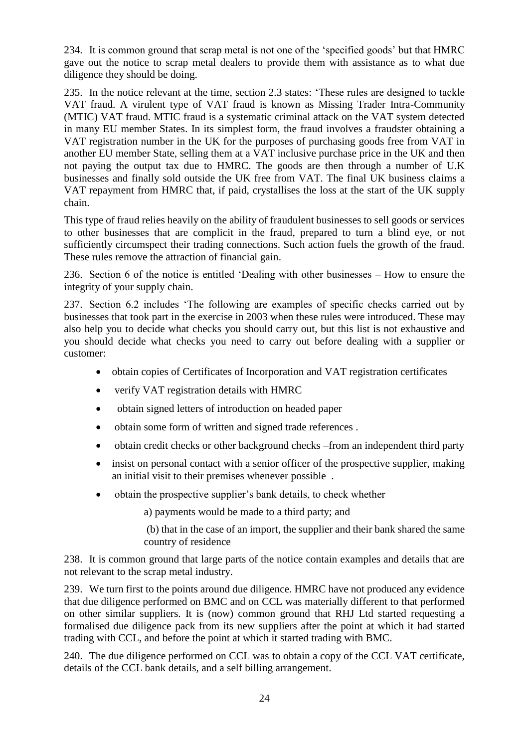234. It is common ground that scrap metal is not one of the 'specified goods' but that HMRC gave out the notice to scrap metal dealers to provide them with assistance as to what due diligence they should be doing.

235. In the notice relevant at the time, section 2.3 states: 'These rules are designed to tackle VAT fraud. A virulent type of VAT fraud is known as Missing Trader Intra-Community (MTIC) VAT fraud. MTIC fraud is a systematic criminal attack on the VAT system detected in many EU member States. In its simplest form, the fraud involves a fraudster obtaining a VAT registration number in the UK for the purposes of purchasing goods free from VAT in another EU member State, selling them at a VAT inclusive purchase price in the UK and then not paying the output tax due to HMRC. The goods are then through a number of U.K businesses and finally sold outside the UK free from VAT. The final UK business claims a VAT repayment from HMRC that, if paid, crystallises the loss at the start of the UK supply chain.

This type of fraud relies heavily on the ability of fraudulent businesses to sell goods or services to other businesses that are complicit in the fraud, prepared to turn a blind eye, or not sufficiently circumspect their trading connections. Such action fuels the growth of the fraud. These rules remove the attraction of financial gain.

236. Section 6 of the notice is entitled 'Dealing with other businesses – How to ensure the integrity of your supply chain.

237. Section 6.2 includes 'The following are examples of specific checks carried out by businesses that took part in the exercise in 2003 when these rules were introduced. These may also help you to decide what checks you should carry out, but this list is not exhaustive and you should decide what checks you need to carry out before dealing with a supplier or customer:

- obtain copies of Certificates of Incorporation and VAT registration certificates
- verify VAT registration details with HMRC
- obtain signed letters of introduction on headed paper
- obtain some form of written and signed trade references .
- obtain credit checks or other background checks –from an independent third party
- insist on personal contact with a senior officer of the prospective supplier, making an initial visit to their premises whenever possible .
- obtain the prospective supplier's bank details, to check whether

  a) payments would be made to a third party; and

  (b) that in the case of an import, the supplier and their bank shared the same country of residence

238. It is common ground that large parts of the notice contain examples and details that are not relevant to the scrap metal industry.

239. We turn first to the points around due diligence. HMRC have not produced any evidence that due diligence performed on BMC and on CCL was materially different to that performed on other similar suppliers. It is (now) common ground that RHJ Ltd started requesting a formalised due diligence pack from its new suppliers after the point at which it had started trading with CCL, and before the point at which it started trading with BMC.

240. The due diligence performed on CCL was to obtain a copy of the CCL VAT certificate, details of the CCL bank details, and a self billing arrangement.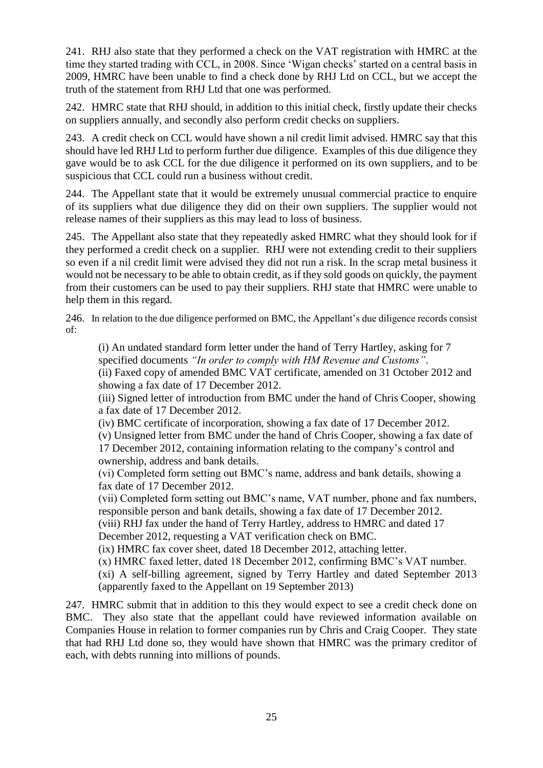241. RHJ also state that they performed a check on the VAT registration with HMRC at the time they started trading with CCL, in 2008. Since 'Wigan checks' started on a central basis in 2009, HMRC have been unable to find a check done by RHJ Ltd on CCL, but we accept the truth of the statement from RHJ Ltd that one was performed.

242. HMRC state that RHJ should, in addition to this initial check, firstly update their checks on suppliers annually, and secondly also perform credit checks on suppliers.

243. A credit check on CCL would have shown a nil credit limit advised. HMRC say that this should have led RHJ Ltd to perform further due diligence. Examples of this due diligence they gave would be to ask CCL for the due diligence it performed on its own suppliers, and to be suspicious that CCL could run a business without credit.

244. The Appellant state that it would be extremely unusual commercial practice to enquire of its suppliers what due diligence they did on their own suppliers. The supplier would not release names of their suppliers as this may lead to loss of business.

245. The Appellant also state that they repeatedly asked HMRC what they should look for if they performed a credit check on a supplier. RHJ were not extending credit to their suppliers so even if a nil credit limit were advised they did not run a risk. In the scrap metal business it would not be necessary to be able to obtain credit, as if they sold goods on quickly, the payment from their customers can be used to pay their suppliers. RHJ state that HMRC were unable to help them in this regard.

246. In relation to the due diligence performed on BMC, the Appellant's due diligence records consist of:

> (i) An undated standard form letter under the hand of Terry Hartley, asking for 7 specified documents *"In order to comply with HM Revenue and Customs"*.
> (ii) Faxed copy of amended BMC VAT certificate, amended on 31 October 2012 and showing a fax date of 17 December 2012.
> (iii) Signed letter of introduction from BMC under the hand of Chris Cooper, showing a fax date of 17 December 2012.
> (iv) BMC certificate of incorporation, showing a fax date of 17 December 2012.
> (v) Unsigned letter from BMC under the hand of Chris Cooper, showing a fax date of 17 December 2012, containing information relating to the company's control and ownership, address and bank details.
> (vi) Completed form setting out BMC's name, address and bank details, showing a fax date of 17 December 2012.
> (vii) Completed form setting out BMC's name, VAT number, phone and fax numbers, responsible person and bank details, showing a fax date of 17 December 2012.
> (viii) RHJ fax under the hand of Terry Hartley, address to HMRC and dated 17 December 2012, requesting a VAT verification check on BMC.
> (ix) HMRC fax cover sheet, dated 18 December 2012, attaching letter.
> (x) HMRC faxed letter, dated 18 December 2012, confirming BMC's VAT number.
> (xi) A self-billing agreement, signed by Terry Hartley and dated September 2013 (apparently faxed to the Appellant on 19 September 2013)

247. HMRC submit that in addition to this they would expect to see a credit check done on BMC. They also state that the appellant could have reviewed information available on Companies House in relation to former companies run by Chris and Craig Cooper. They state that had RHJ Ltd done so, they would have shown that HMRC was the primary creditor of each, with debts running into millions of pounds.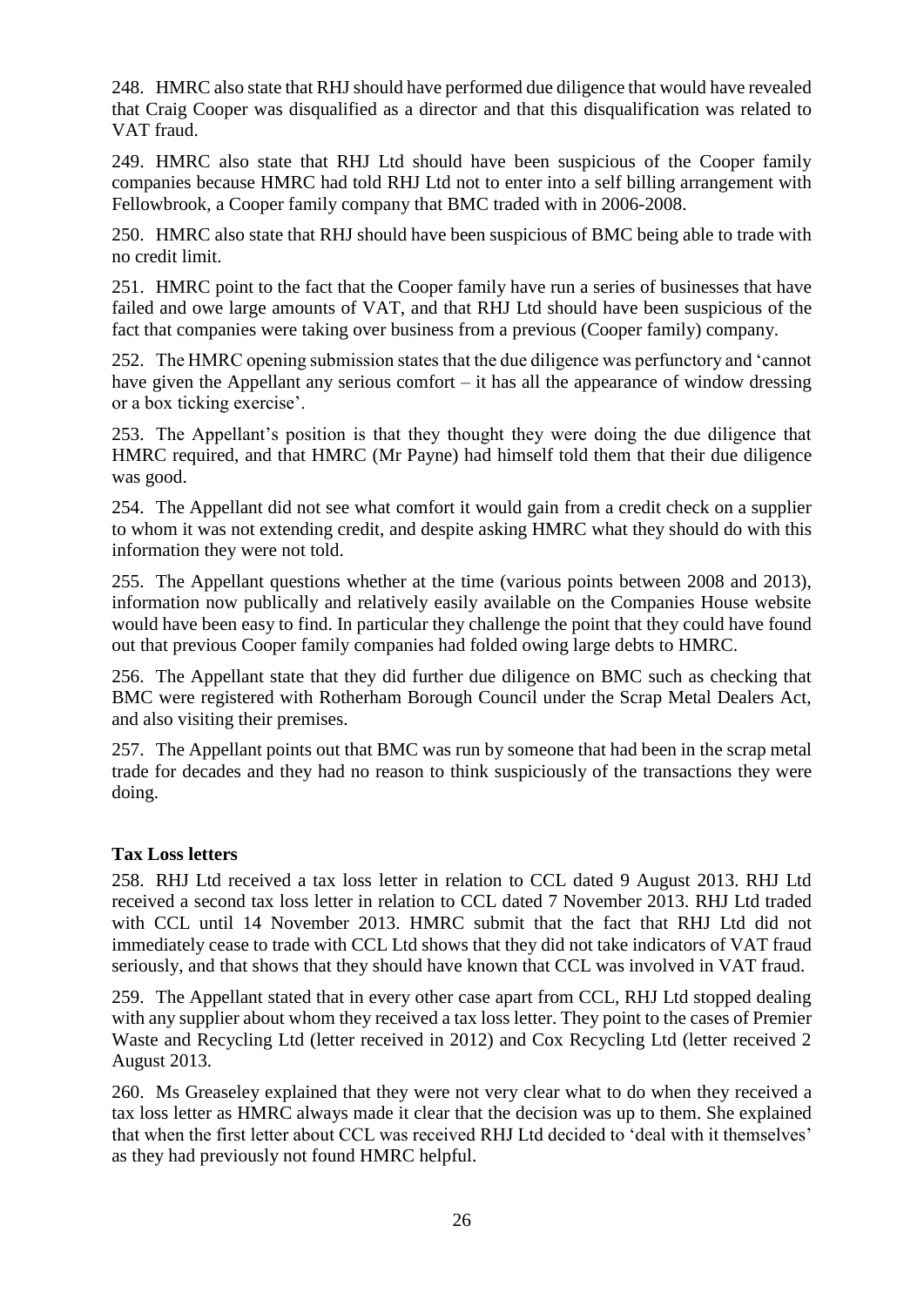248. HMRC also state that RHJ should have performed due diligence that would have revealed that Craig Cooper was disqualified as a director and that this disqualification was related to VAT fraud.

249. HMRC also state that RHJ Ltd should have been suspicious of the Cooper family companies because HMRC had told RHJ Ltd not to enter into a self billing arrangement with Fellowbrook, a Cooper family company that BMC traded with in 2006-2008.

250. HMRC also state that RHJ should have been suspicious of BMC being able to trade with no credit limit.

251. HMRC point to the fact that the Cooper family have run a series of businesses that have failed and owe large amounts of VAT, and that RHJ Ltd should have been suspicious of the fact that companies were taking over business from a previous (Cooper family) company.

252. The HMRC opening submission states that the due diligence was perfunctory and 'cannot have given the Appellant any serious comfort – it has all the appearance of window dressing or a box ticking exercise'.

253. The Appellant's position is that they thought they were doing the due diligence that HMRC required, and that HMRC (Mr Payne) had himself told them that their due diligence was good.

254. The Appellant did not see what comfort it would gain from a credit check on a supplier to whom it was not extending credit, and despite asking HMRC what they should do with this information they were not told.

255. The Appellant questions whether at the time (various points between 2008 and 2013), information now publically and relatively easily available on the Companies House website would have been easy to find. In particular they challenge the point that they could have found out that previous Cooper family companies had folded owing large debts to HMRC.

256. The Appellant state that they did further due diligence on BMC such as checking that BMC were registered with Rotherham Borough Council under the Scrap Metal Dealers Act, and also visiting their premises.

257. The Appellant points out that BMC was run by someone that had been in the scrap metal trade for decades and they had no reason to think suspiciously of the transactions they were doing.

### Tax Loss letters

258. RHJ Ltd received a tax loss letter in relation to CCL dated 9 August 2013. RHJ Ltd received a second tax loss letter in relation to CCL dated 7 November 2013. RHJ Ltd traded with CCL until 14 November 2013. HMRC submit that the fact that RHJ Ltd did not immediately cease to trade with CCL Ltd shows that they did not take indicators of VAT fraud seriously, and that shows that they should have known that CCL was involved in VAT fraud.

259. The Appellant stated that in every other case apart from CCL, RHJ Ltd stopped dealing with any supplier about whom they received a tax loss letter. They point to the cases of Premier Waste and Recycling Ltd (letter received in 2012) and Cox Recycling Ltd (letter received 2 August 2013.

260. Ms Greaseley explained that they were not very clear what to do when they received a tax loss letter as HMRC always made it clear that the decision was up to them. She explained that when the first letter about CCL was received RHJ Ltd decided to 'deal with it themselves' as they had previously not found HMRC helpful.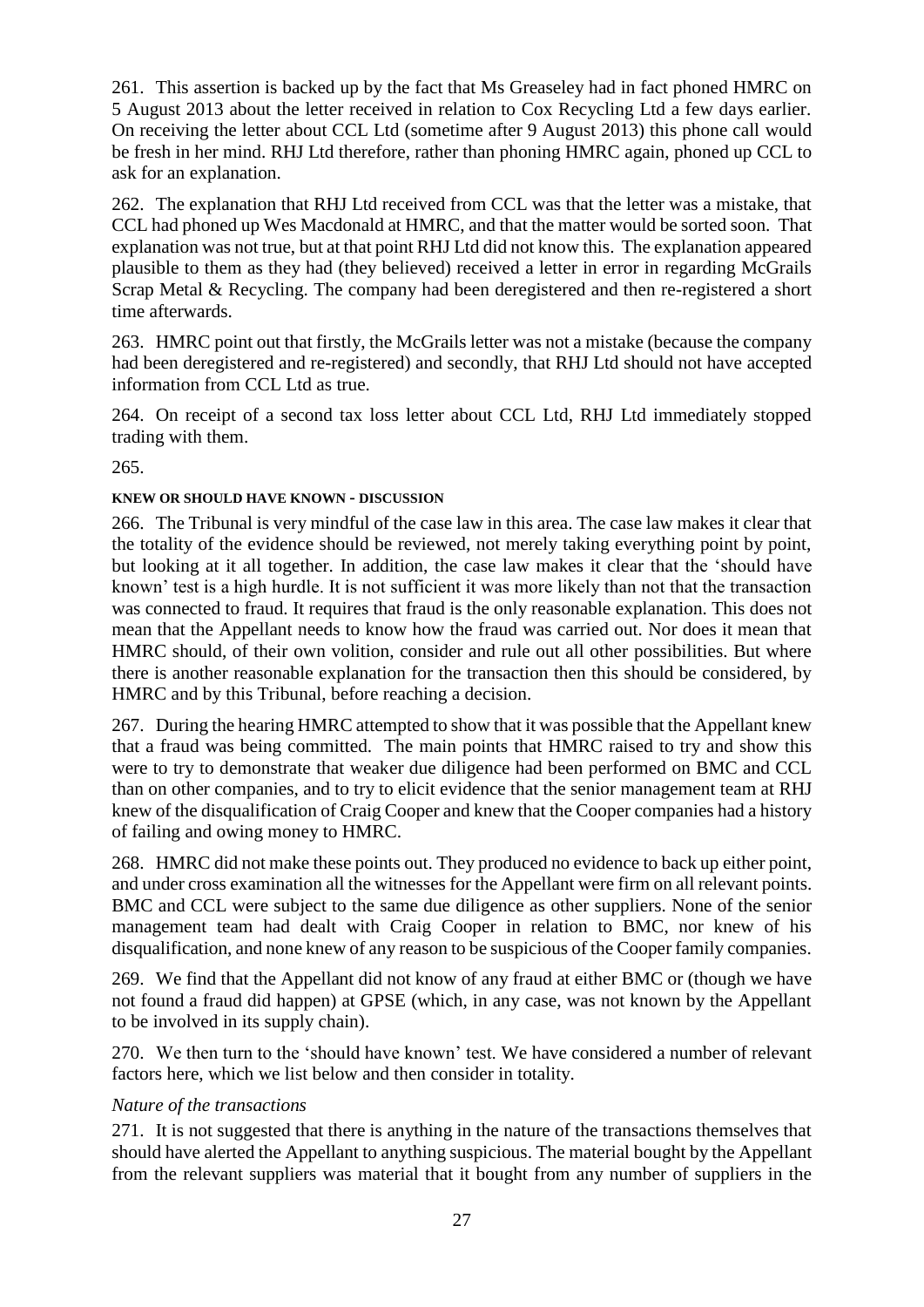261. This assertion is backed up by the fact that Ms Greaseley had in fact phoned HMRC on 5 August 2013 about the letter received in relation to Cox Recycling Ltd a few days earlier. On receiving the letter about CCL Ltd (sometime after 9 August 2013) this phone call would be fresh in her mind. RHJ Ltd therefore, rather than phoning HMRC again, phoned up CCL to ask for an explanation.

262. The explanation that RHJ Ltd received from CCL was that the letter was a mistake, that CCL had phoned up Wes Macdonald at HMRC, and that the matter would be sorted soon. That explanation was not true, but at that point RHJ Ltd did not know this. The explanation appeared plausible to them as they had (they believed) received a letter in error in regarding McGrails Scrap Metal & Recycling. The company had been deregistered and then re-registered a short time afterwards.

263. HMRC point out that firstly, the McGrails letter was not a mistake (because the company had been deregistered and re-registered) and secondly, that RHJ Ltd should not have accepted information from CCL Ltd as true.

264. On receipt of a second tax loss letter about CCL Ltd, RHJ Ltd immediately stopped trading with them.

265.

#### KNEW OR SHOULD HAVE KNOWN - DISCUSSION

266. The Tribunal is very mindful of the case law in this area. The case law makes it clear that the totality of the evidence should be reviewed, not merely taking everything point by point, but looking at it all together. In addition, the case law makes it clear that the 'should have known' test is a high hurdle. It is not sufficient it was more likely than not that the transaction was connected to fraud. It requires that fraud is the only reasonable explanation. This does not mean that the Appellant needs to know how the fraud was carried out. Nor does it mean that HMRC should, of their own volition, consider and rule out all other possibilities. But where there is another reasonable explanation for the transaction then this should be considered, by HMRC and by this Tribunal, before reaching a decision.

267. During the hearing HMRC attempted to show that it was possible that the Appellant knew that a fraud was being committed. The main points that HMRC raised to try and show this were to try to demonstrate that weaker due diligence had been performed on BMC and CCL than on other companies, and to try to elicit evidence that the senior management team at RHJ knew of the disqualification of Craig Cooper and knew that the Cooper companies had a history of failing and owing money to HMRC.

268. HMRC did not make these points out. They produced no evidence to back up either point, and under cross examination all the witnesses for the Appellant were firm on all relevant points. BMC and CCL were subject to the same due diligence as other suppliers. None of the senior management team had dealt with Craig Cooper in relation to BMC, nor knew of his disqualification, and none knew of any reason to be suspicious of the Cooper family companies.

269. We find that the Appellant did not know of any fraud at either BMC or (though we have not found a fraud did happen) at GPSE (which, in any case, was not known by the Appellant to be involved in its supply chain).

270. We then turn to the 'should have known' test. We have considered a number of relevant factors here, which we list below and then consider in totality.

*Nature of the transactions*

271. It is not suggested that there is anything in the nature of the transactions themselves that should have alerted the Appellant to anything suspicious. The material bought by the Appellant from the relevant suppliers was material that it bought from any number of suppliers in the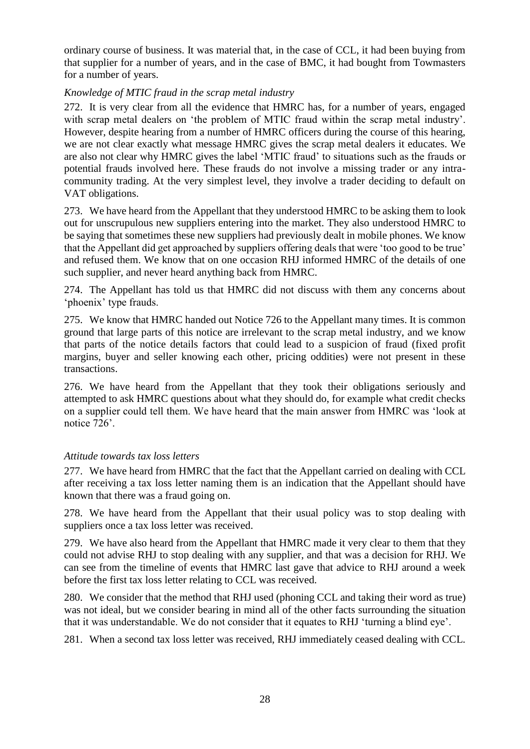ordinary course of business. It was material that, in the case of CCL, it had been buying from that supplier for a number of years, and in the case of BMC, it had bought from Towmasters for a number of years.

*Knowledge of MTIC fraud in the scrap metal industry*

272. It is very clear from all the evidence that HMRC has, for a number of years, engaged with scrap metal dealers on 'the problem of MTIC fraud within the scrap metal industry'. However, despite hearing from a number of HMRC officers during the course of this hearing, we are not clear exactly what message HMRC gives the scrap metal dealers it educates. We are also not clear why HMRC gives the label 'MTIC fraud' to situations such as the frauds or potential frauds involved here. These frauds do not involve a missing trader or any intra-community trading. At the very simplest level, they involve a trader deciding to default on VAT obligations.

273. We have heard from the Appellant that they understood HMRC to be asking them to look out for unscrupulous new suppliers entering into the market. They also understood HMRC to be saying that sometimes these new suppliers had previously dealt in mobile phones. We know that the Appellant did get approached by suppliers offering deals that were 'too good to be true' and refused them. We know that on one occasion RHJ informed HMRC of the details of one such supplier, and never heard anything back from HMRC.

274. The Appellant has told us that HMRC did not discuss with them any concerns about 'phoenix' type frauds.

275. We know that HMRC handed out Notice 726 to the Appellant many times. It is common ground that large parts of this notice are irrelevant to the scrap metal industry, and we know that parts of the notice details factors that could lead to a suspicion of fraud (fixed profit margins, buyer and seller knowing each other, pricing oddities) were not present in these transactions.

276. We have heard from the Appellant that they took their obligations seriously and attempted to ask HMRC questions about what they should do, for example what credit checks on a supplier could tell them. We have heard that the main answer from HMRC was 'look at notice 726'.

*Attitude towards tax loss letters*

277. We have heard from HMRC that the fact that the Appellant carried on dealing with CCL after receiving a tax loss letter naming them is an indication that the Appellant should have known that there was a fraud going on.

278. We have heard from the Appellant that their usual policy was to stop dealing with suppliers once a tax loss letter was received.

279. We have also heard from the Appellant that HMRC made it very clear to them that they could not advise RHJ to stop dealing with any supplier, and that was a decision for RHJ. We can see from the timeline of events that HMRC last gave that advice to RHJ around a week before the first tax loss letter relating to CCL was received.

280. We consider that the method that RHJ used (phoning CCL and taking their word as true) was not ideal, but we consider bearing in mind all of the other facts surrounding the situation that it was understandable. We do not consider that it equates to RHJ 'turning a blind eye'.

281. When a second tax loss letter was received, RHJ immediately ceased dealing with CCL.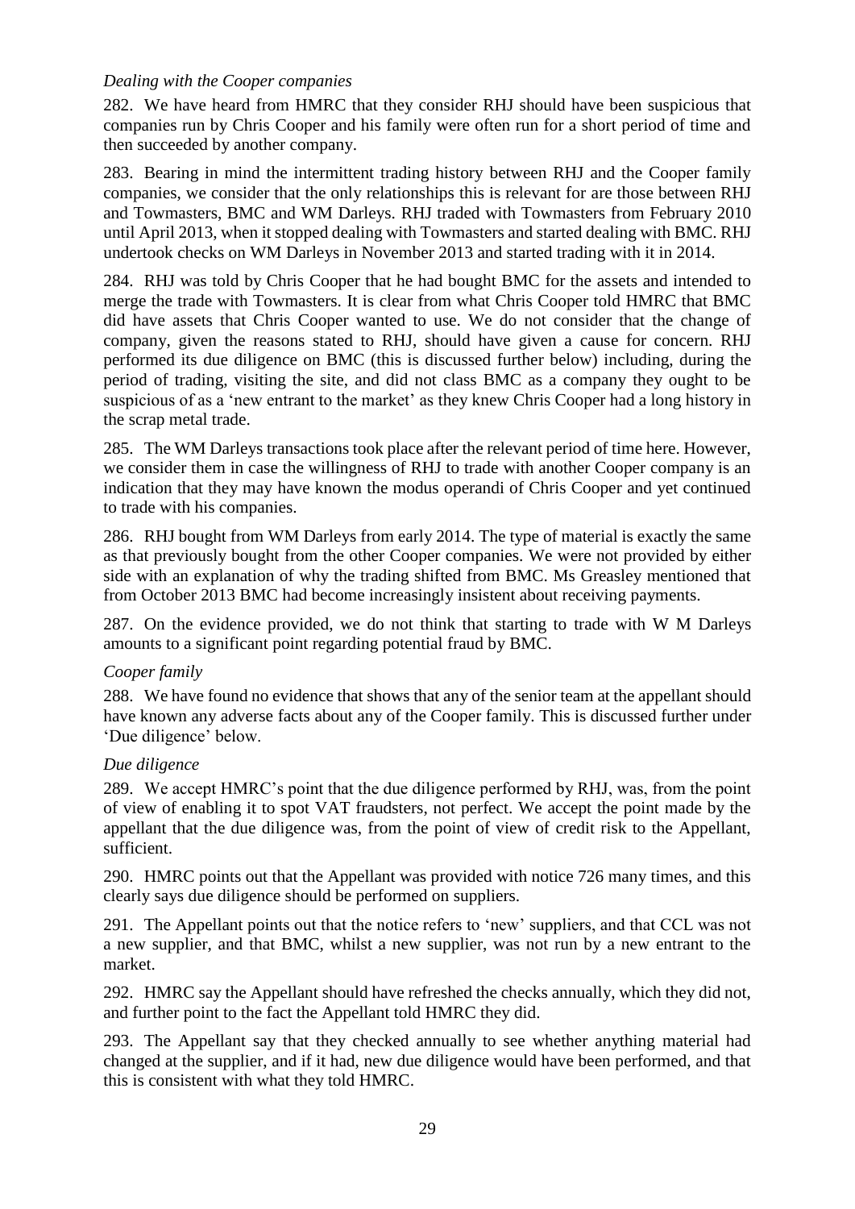*Dealing with the Cooper companies*

282. We have heard from HMRC that they consider RHJ should have been suspicious that companies run by Chris Cooper and his family were often run for a short period of time and then succeeded by another company.

283. Bearing in mind the intermittent trading history between RHJ and the Cooper family companies, we consider that the only relationships this is relevant for are those between RHJ and Towmasters, BMC and WM Darleys. RHJ traded with Towmasters from February 2010 until April 2013, when it stopped dealing with Towmasters and started dealing with BMC. RHJ undertook checks on WM Darleys in November 2013 and started trading with it in 2014.

284. RHJ was told by Chris Cooper that he had bought BMC for the assets and intended to merge the trade with Towmasters. It is clear from what Chris Cooper told HMRC that BMC did have assets that Chris Cooper wanted to use. We do not consider that the change of company, given the reasons stated to RHJ, should have given a cause for concern. RHJ performed its due diligence on BMC (this is discussed further below) including, during the period of trading, visiting the site, and did not class BMC as a company they ought to be suspicious of as a 'new entrant to the market' as they knew Chris Cooper had a long history in the scrap metal trade.

285. The WM Darleys transactions took place after the relevant period of time here. However, we consider them in case the willingness of RHJ to trade with another Cooper company is an indication that they may have known the modus operandi of Chris Cooper and yet continued to trade with his companies.

286. RHJ bought from WM Darleys from early 2014. The type of material is exactly the same as that previously bought from the other Cooper companies. We were not provided by either side with an explanation of why the trading shifted from BMC. Ms Greasley mentioned that from October 2013 BMC had become increasingly insistent about receiving payments.

287. On the evidence provided, we do not think that starting to trade with W M Darleys amounts to a significant point regarding potential fraud by BMC.

*Cooper family*

288. We have found no evidence that shows that any of the senior team at the appellant should have known any adverse facts about any of the Cooper family. This is discussed further under 'Due diligence' below.

*Due diligence*

289. We accept HMRC's point that the due diligence performed by RHJ, was, from the point of view of enabling it to spot VAT fraudsters, not perfect. We accept the point made by the appellant that the due diligence was, from the point of view of credit risk to the Appellant, sufficient.

290. HMRC points out that the Appellant was provided with notice 726 many times, and this clearly says due diligence should be performed on suppliers.

291. The Appellant points out that the notice refers to 'new' suppliers, and that CCL was not a new supplier, and that BMC, whilst a new supplier, was not run by a new entrant to the market.

292. HMRC say the Appellant should have refreshed the checks annually, which they did not, and further point to the fact the Appellant told HMRC they did.

293. The Appellant say that they checked annually to see whether anything material had changed at the supplier, and if it had, new due diligence would have been performed, and that this is consistent with what they told HMRC.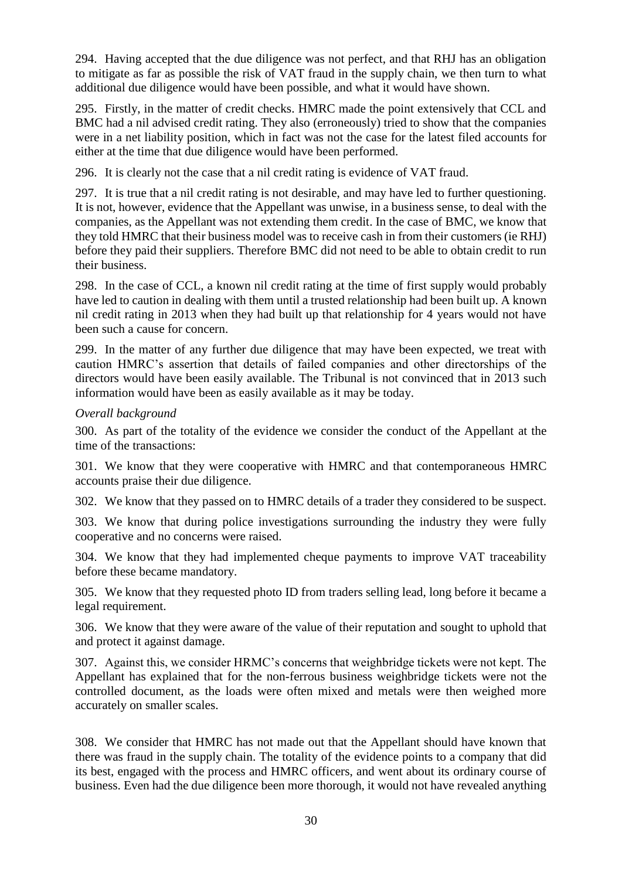294. Having accepted that the due diligence was not perfect, and that RHJ has an obligation to mitigate as far as possible the risk of VAT fraud in the supply chain, we then turn to what additional due diligence would have been possible, and what it would have shown.

295. Firstly, in the matter of credit checks. HMRC made the point extensively that CCL and BMC had a nil advised credit rating. They also (erroneously) tried to show that the companies were in a net liability position, which in fact was not the case for the latest filed accounts for either at the time that due diligence would have been performed.

296. It is clearly not the case that a nil credit rating is evidence of VAT fraud.

297. It is true that a nil credit rating is not desirable, and may have led to further questioning. It is not, however, evidence that the Appellant was unwise, in a business sense, to deal with the companies, as the Appellant was not extending them credit. In the case of BMC, we know that they told HMRC that their business model was to receive cash in from their customers (ie RHJ) before they paid their suppliers. Therefore BMC did not need to be able to obtain credit to run their business.

298. In the case of CCL, a known nil credit rating at the time of first supply would probably have led to caution in dealing with them until a trusted relationship had been built up. A known nil credit rating in 2013 when they had built up that relationship for 4 years would not have been such a cause for concern.

299. In the matter of any further due diligence that may have been expected, we treat with caution HMRC's assertion that details of failed companies and other directorships of the directors would have been easily available. The Tribunal is not convinced that in 2013 such information would have been as easily available as it may be today.

*Overall background*

300. As part of the totality of the evidence we consider the conduct of the Appellant at the time of the transactions:

301. We know that they were cooperative with HMRC and that contemporaneous HMRC accounts praise their due diligence.

302. We know that they passed on to HMRC details of a trader they considered to be suspect.

303. We know that during police investigations surrounding the industry they were fully cooperative and no concerns were raised.

304. We know that they had implemented cheque payments to improve VAT traceability before these became mandatory.

305. We know that they requested photo ID from traders selling lead, long before it became a legal requirement.

306. We know that they were aware of the value of their reputation and sought to uphold that and protect it against damage.

307. Against this, we consider HRMC's concerns that weighbridge tickets were not kept. The Appellant has explained that for the non-ferrous business weighbridge tickets were not the controlled document, as the loads were often mixed and metals were then weighed more accurately on smaller scales.

308. We consider that HMRC has not made out that the Appellant should have known that there was fraud in the supply chain. The totality of the evidence points to a company that did its best, engaged with the process and HMRC officers, and went about its ordinary course of business. Even had the due diligence been more thorough, it would not have revealed anything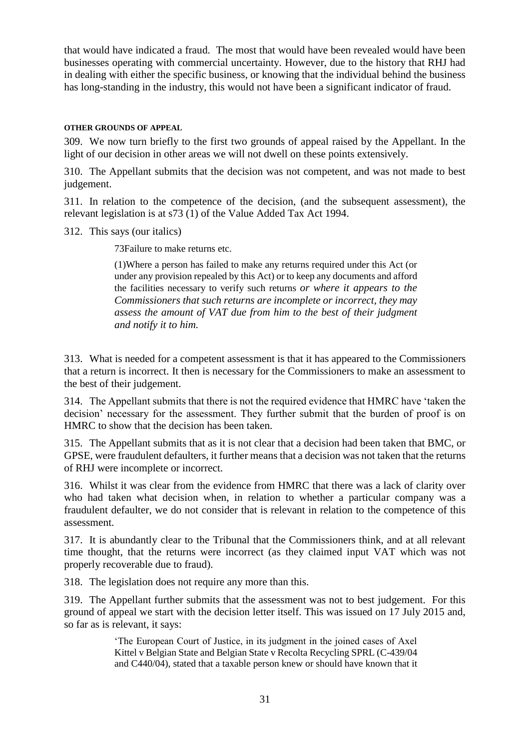that would have indicated a fraud. The most that would have been revealed would have been businesses operating with commercial uncertainty. However, due to the history that RHJ had in dealing with either the specific business, or knowing that the individual behind the business has long-standing in the industry, this would not have been a significant indicator of fraud.

#### OTHER GROUNDS OF APPEAL

309. We now turn briefly to the first two grounds of appeal raised by the Appellant. In the light of our decision in other areas we will not dwell on these points extensively.

310. The Appellant submits that the decision was not competent, and was not made to best judgement.

311. In relation to the competence of the decision, (and the subsequent assessment), the relevant legislation is at s73 (1) of the Value Added Tax Act 1994.

312. This says (our italics)

> 73Failure to make returns etc.
>
> (1)Where a person has failed to make any returns required under this Act (or under any provision repealed by this Act) or to keep any documents and afford the facilities necessary to verify such returns *or where it appears to the Commissioners that such returns are incomplete or incorrect, they may assess the amount of VAT due from him to the best of their judgment and notify it to him.*

313. What is needed for a competent assessment is that it has appeared to the Commissioners that a return is incorrect. It then is necessary for the Commissioners to make an assessment to the best of their judgement.

314. The Appellant submits that there is not the required evidence that HMRC have 'taken the decision' necessary for the assessment. They further submit that the burden of proof is on HMRC to show that the decision has been taken.

315. The Appellant submits that as it is not clear that a decision had been taken that BMC, or GPSE, were fraudulent defaulters, it further means that a decision was not taken that the returns of RHJ were incomplete or incorrect.

316. Whilst it was clear from the evidence from HMRC that there was a lack of clarity over who had taken what decision when, in relation to whether a particular company was a fraudulent defaulter, we do not consider that is relevant in relation to the competence of this assessment.

317. It is abundantly clear to the Tribunal that the Commissioners think, and at all relevant time thought, that the returns were incorrect (as they claimed input VAT which was not properly recoverable due to fraud).

318. The legislation does not require any more than this.

319. The Appellant further submits that the assessment was not to best judgement. For this ground of appeal we start with the decision letter itself. This was issued on 17 July 2015 and, so far as is relevant, it says:

> 'The European Court of Justice, in its judgment in the joined cases of Axel Kittel v Belgian State and Belgian State v Recolta Recycling SPRL (C-439/04 and C440/04), stated that a taxable person knew or should have known that it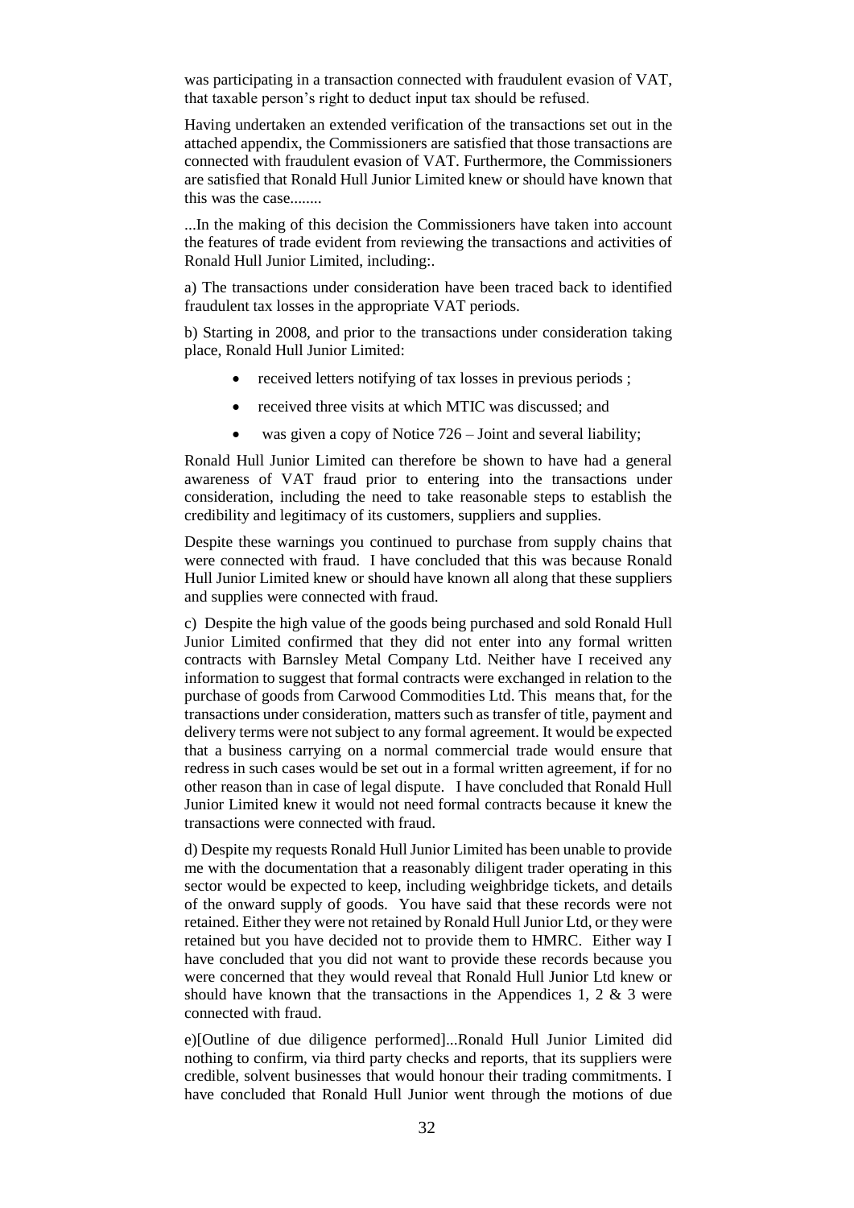was participating in a transaction connected with fraudulent evasion of VAT, that taxable person's right to deduct input tax should be refused.

Having undertaken an extended verification of the transactions set out in the attached appendix, the Commissioners are satisfied that those transactions are connected with fraudulent evasion of VAT. Furthermore, the Commissioners are satisfied that Ronald Hull Junior Limited knew or should have known that this was the case........

...In the making of this decision the Commissioners have taken into account the features of trade evident from reviewing the transactions and activities of Ronald Hull Junior Limited, including:.

a) The transactions under consideration have been traced back to identified fraudulent tax losses in the appropriate VAT periods.

b) Starting in 2008, and prior to the transactions under consideration taking place, Ronald Hull Junior Limited:

- received letters notifying of tax losses in previous periods ;
- received three visits at which MTIC was discussed; and
- was given a copy of Notice 726 – Joint and several liability;

Ronald Hull Junior Limited can therefore be shown to have had a general awareness of VAT fraud prior to entering into the transactions under consideration, including the need to take reasonable steps to establish the credibility and legitimacy of its customers, suppliers and supplies.

Despite these warnings you continued to purchase from supply chains that were connected with fraud. I have concluded that this was because Ronald Hull Junior Limited knew or should have known all along that these suppliers and supplies were connected with fraud.

c) Despite the high value of the goods being purchased and sold Ronald Hull Junior Limited confirmed that they did not enter into any formal written contracts with Barnsley Metal Company Ltd. Neither have I received any information to suggest that formal contracts were exchanged in relation to the purchase of goods from Carwood Commodities Ltd. This means that, for the transactions under consideration, matters such as transfer of title, payment and delivery terms were not subject to any formal agreement. It would be expected that a business carrying on a normal commercial trade would ensure that redress in such cases would be set out in a formal written agreement, if for no other reason than in case of legal dispute. I have concluded that Ronald Hull Junior Limited knew it would not need formal contracts because it knew the transactions were connected with fraud.

d) Despite my requests Ronald Hull Junior Limited has been unable to provide me with the documentation that a reasonably diligent trader operating in this sector would be expected to keep, including weighbridge tickets, and details of the onward supply of goods. You have said that these records were not retained. Either they were not retained by Ronald Hull Junior Ltd, or they were retained but you have decided not to provide them to HMRC. Either way I have concluded that you did not want to provide these records because you were concerned that they would reveal that Ronald Hull Junior Ltd knew or should have known that the transactions in the Appendices 1, 2 & 3 were connected with fraud.

e)[Outline of due diligence performed]...Ronald Hull Junior Limited did nothing to confirm, via third party checks and reports, that its suppliers were credible, solvent businesses that would honour their trading commitments. I have concluded that Ronald Hull Junior went through the motions of due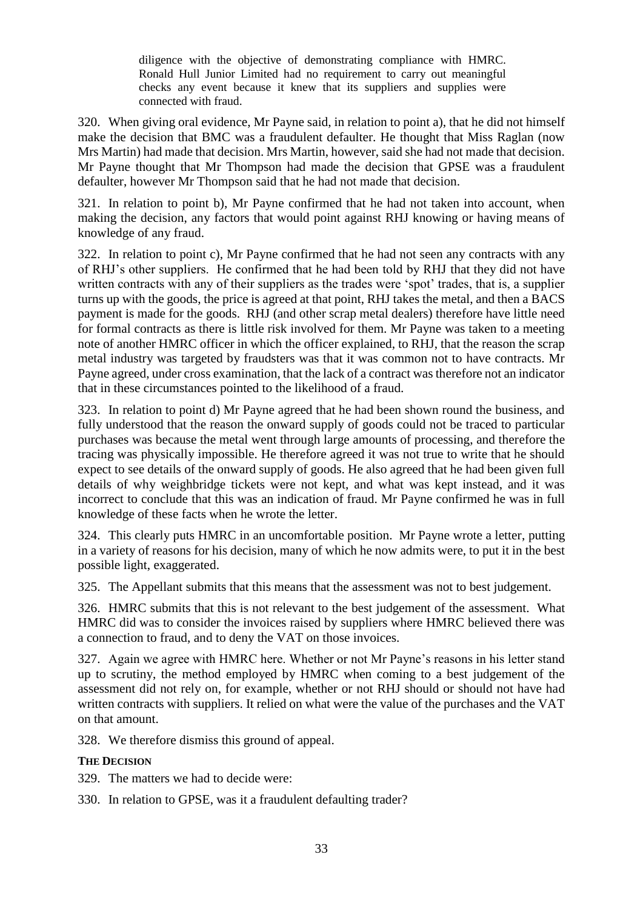> diligence with the objective of demonstrating compliance with HMRC. Ronald Hull Junior Limited had no requirement to carry out meaningful checks any event because it knew that its suppliers and supplies were connected with fraud.

320. When giving oral evidence, Mr Payne said, in relation to point a), that he did not himself make the decision that BMC was a fraudulent defaulter. He thought that Miss Raglan (now Mrs Martin) had made that decision. Mrs Martin, however, said she had not made that decision. Mr Payne thought that Mr Thompson had made the decision that GPSE was a fraudulent defaulter, however Mr Thompson said that he had not made that decision.

321. In relation to point b), Mr Payne confirmed that he had not taken into account, when making the decision, any factors that would point against RHJ knowing or having means of knowledge of any fraud.

322. In relation to point c), Mr Payne confirmed that he had not seen any contracts with any of RHJ's other suppliers. He confirmed that he had been told by RHJ that they did not have written contracts with any of their suppliers as the trades were 'spot' trades, that is, a supplier turns up with the goods, the price is agreed at that point, RHJ takes the metal, and then a BACS payment is made for the goods. RHJ (and other scrap metal dealers) therefore have little need for formal contracts as there is little risk involved for them. Mr Payne was taken to a meeting note of another HMRC officer in which the officer explained, to RHJ, that the reason the scrap metal industry was targeted by fraudsters was that it was common not to have contracts. Mr Payne agreed, under cross examination, that the lack of a contract was therefore not an indicator that in these circumstances pointed to the likelihood of a fraud.

323. In relation to point d) Mr Payne agreed that he had been shown round the business, and fully understood that the reason the onward supply of goods could not be traced to particular purchases was because the metal went through large amounts of processing, and therefore the tracing was physically impossible. He therefore agreed it was not true to write that he should expect to see details of the onward supply of goods. He also agreed that he had been given full details of why weighbridge tickets were not kept, and what was kept instead, and it was incorrect to conclude that this was an indication of fraud. Mr Payne confirmed he was in full knowledge of these facts when he wrote the letter.

324. This clearly puts HMRC in an uncomfortable position. Mr Payne wrote a letter, putting in a variety of reasons for his decision, many of which he now admits were, to put it in the best possible light, exaggerated.

325. The Appellant submits that this means that the assessment was not to best judgement.

326. HMRC submits that this is not relevant to the best judgement of the assessment. What HMRC did was to consider the invoices raised by suppliers where HMRC believed there was a connection to fraud, and to deny the VAT on those invoices.

327. Again we agree with HMRC here. Whether or not Mr Payne's reasons in his letter stand up to scrutiny, the method employed by HMRC when coming to a best judgement of the assessment did not rely on, for example, whether or not RHJ should or should not have had written contracts with suppliers. It relied on what were the value of the purchases and the VAT on that amount.

328. We therefore dismiss this ground of appeal.

**THE DECISION**

329. The matters we had to decide were:

330. In relation to GPSE, was it a fraudulent defaulting trader?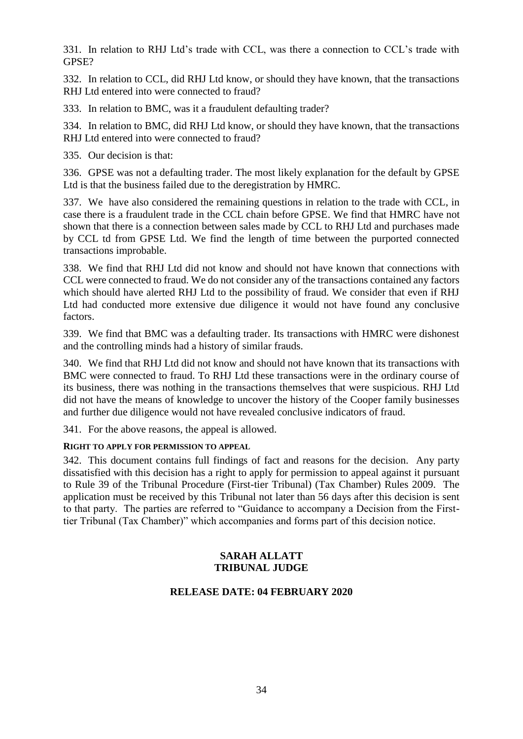331. In relation to RHJ Ltd's trade with CCL, was there a connection to CCL's trade with GPSE?

332. In relation to CCL, did RHJ Ltd know, or should they have known, that the transactions RHJ Ltd entered into were connected to fraud?

333. In relation to BMC, was it a fraudulent defaulting trader?

334. In relation to BMC, did RHJ Ltd know, or should they have known, that the transactions RHJ Ltd entered into were connected to fraud?

335. Our decision is that:

336. GPSE was not a defaulting trader. The most likely explanation for the default by GPSE Ltd is that the business failed due to the deregistration by HMRC.

337. We have also considered the remaining questions in relation to the trade with CCL, in case there is a fraudulent trade in the CCL chain before GPSE. We find that HMRC have not shown that there is a connection between sales made by CCL to RHJ Ltd and purchases made by CCL td from GPSE Ltd. We find the length of time between the purported connected transactions improbable.

338. We find that RHJ Ltd did not know and should not have known that connections with CCL were connected to fraud. We do not consider any of the transactions contained any factors which should have alerted RHJ Ltd to the possibility of fraud. We consider that even if RHJ Ltd had conducted more extensive due diligence it would not have found any conclusive factors.

339. We find that BMC was a defaulting trader. Its transactions with HMRC were dishonest and the controlling minds had a history of similar frauds.

340. We find that RHJ Ltd did not know and should not have known that its transactions with BMC were connected to fraud. To RHJ Ltd these transactions were in the ordinary course of its business, there was nothing in the transactions themselves that were suspicious. RHJ Ltd did not have the means of knowledge to uncover the history of the Cooper family businesses and further due diligence would not have revealed conclusive indicators of fraud.

341. For the above reasons, the appeal is allowed.

**RIGHT TO APPLY FOR PERMISSION TO APPEAL**

342. This document contains full findings of fact and reasons for the decision. Any party dissatisfied with this decision has a right to apply for permission to appeal against it pursuant to Rule 39 of the Tribunal Procedure (First-tier Tribunal) (Tax Chamber) Rules 2009. The application must be received by this Tribunal not later than 56 days after this decision is sent to that party. The parties are referred to "Guidance to accompany a Decision from the First-tier Tribunal (Tax Chamber)" which accompanies and forms part of this decision notice.

**SARAH ALLATT**
**TRIBUNAL JUDGE**

**RELEASE DATE: 04 FEBRUARY 2020**